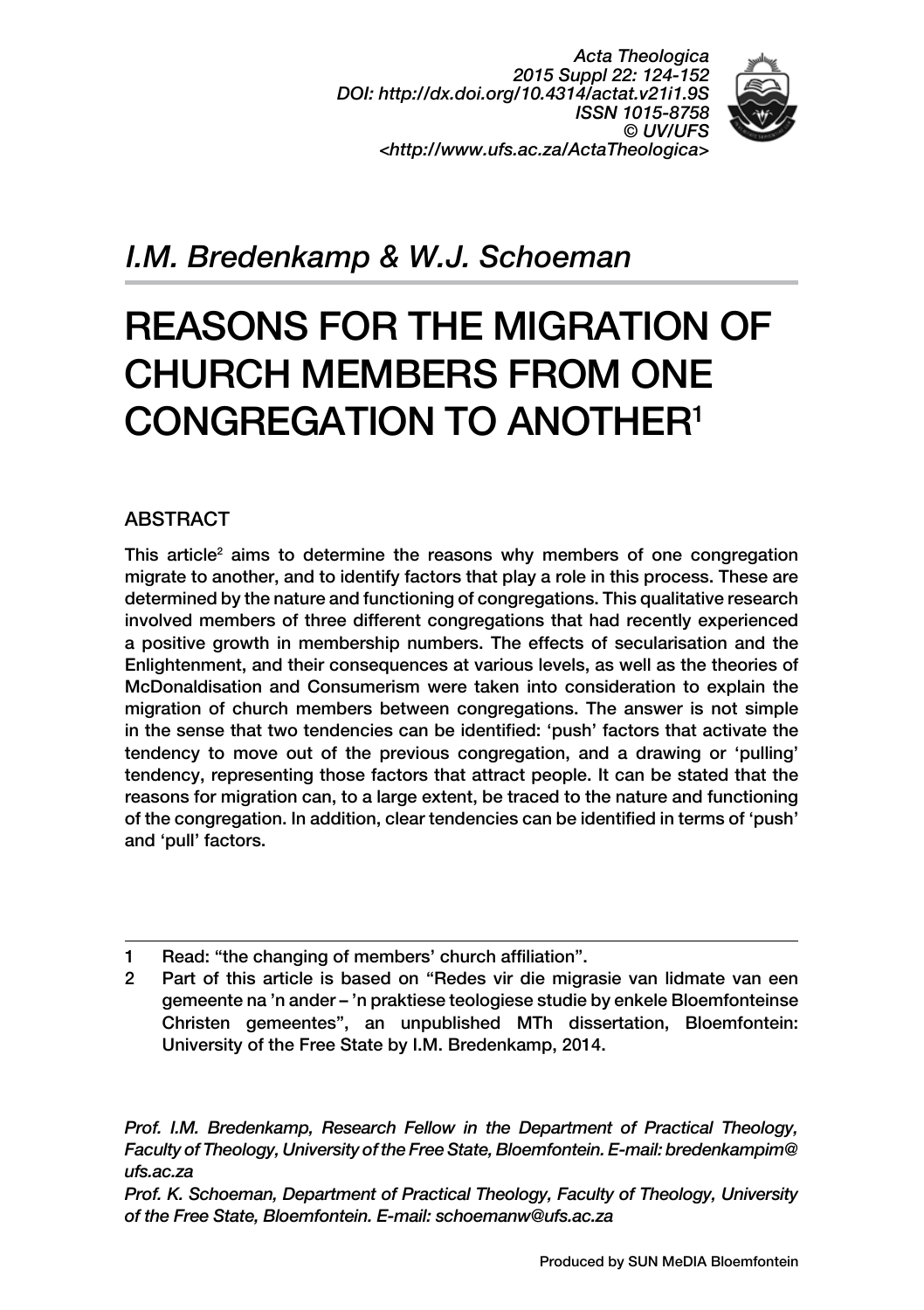*I.M. Bredenkamp & W.J. Schoeman*

# REASONS FOR THE MIGRATION OF CHURCH MEMBERS FROM ONE CONGREGATION TO ANOTHER[1]

## ABSTRACT

This article[2] aims to determine the reasons why members of one congregation migrate to another, and to identify factors that play a role in this process. These are determined by the nature and functioning of congregations. This qualitative research involved members of three different congregations that had recently experienced a positive growth in membership numbers. The effects of secularisation and the Enlightenment, and their consequences at various levels, as well as the theories of McDonaldisation and Consumerism were taken into consideration to explain the migration of church members between congregations. The answer is not simple in the sense that two tendencies can be identified: 'push' factors that activate the tendency to move out of the previous congregation, and a drawing or 'pulling' tendency, representing those factors that attract people. It can be stated that the reasons for migration can, to a large extent, be traced to the nature and functioning of the congregation. In addition, clear tendencies can be identified in terms of 'push' and 'pull' factors.

---

1 Read: "the changing of members' church affiliation".

2 Part of this article is based on "Redes vir die migrasie van lidmate van een gemeente na 'n ander – 'n praktiese teologiese studie by enkele Bloemfonteinse Christen gemeentes", an unpublished MTh dissertation, Bloemfontein: University of the Free State by I.M. Bredenkamp, 2014.

*Prof. I.M. Bredenkamp, Research Fellow in the Department of Practical Theology, Faculty of Theology, University of the Free State, Bloemfontein. E-mail: bredenkampim@ufs.ac.za*

*Prof. K. Schoeman, Department of Practical Theology, Faculty of Theology, University of the Free State, Bloemfontein. E-mail: schoemanw@ufs.ac.za*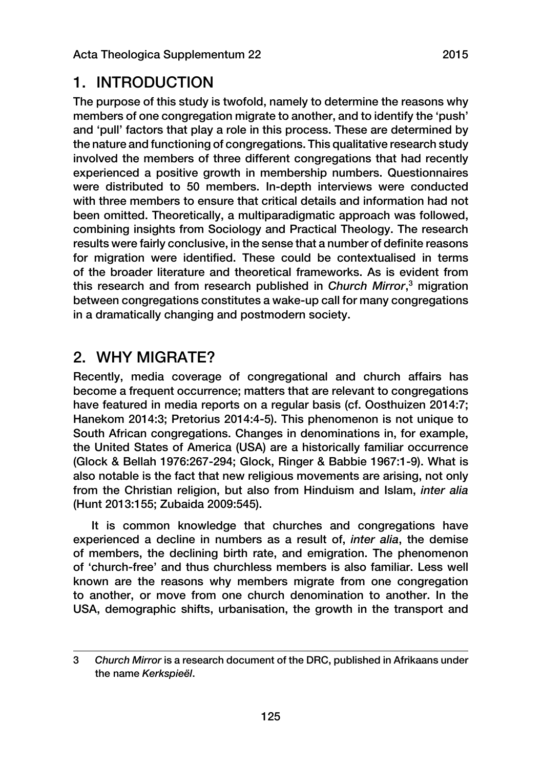## 1. INTRODUCTION

The purpose of this study is twofold, namely to determine the reasons why members of one congregation migrate to another, and to identify the 'push' and 'pull' factors that play a role in this process. These are determined by the nature and functioning of congregations. This qualitative research study involved the members of three different congregations that had recently experienced a positive growth in membership numbers. Questionnaires were distributed to 50 members. In-depth interviews were conducted with three members to ensure that critical details and information had not been omitted. Theoretically, a multiparadigmatic approach was followed, combining insights from Sociology and Practical Theology. The research results were fairly conclusive, in the sense that a number of definite reasons for migration were identified. These could be contextualised in terms of the broader literature and theoretical frameworks. As is evident from this research and from research published in *Church Mirror*,[3] migration between congregations constitutes a wake-up call for many congregations in a dramatically changing and postmodern society.

## 2. WHY MIGRATE?

Recently, media coverage of congregational and church affairs has become a frequent occurrence; matters that are relevant to congregations have featured in media reports on a regular basis (cf. Oosthuizen 2014:7; Hanekom 2014:3; Pretorius 2014:4-5). This phenomenon is not unique to South African congregations. Changes in denominations in, for example, the United States of America (USA) are a historically familiar occurrence (Glock & Bellah 1976:267-294; Glock, Ringer & Babbie 1967:1-9). What is also notable is the fact that new religious movements are arising, not only from the Christian religion, but also from Hinduism and Islam, *inter alia* (Hunt 2013:155; Zubaida 2009:545).

It is common knowledge that churches and congregations have experienced a decline in numbers as a result of, *inter alia*, the demise of members, the declining birth rate, and emigration. The phenomenon of 'church-free' and thus churchless members is also familiar. Less well known are the reasons why members migrate from one congregation to another, or move from one church denomination to another. In the USA, demographic shifts, urbanisation, the growth in the transport and

---

3 *Church Mirror* is a research document of the DRC, published in Afrikaans under the name *Kerkspieël*.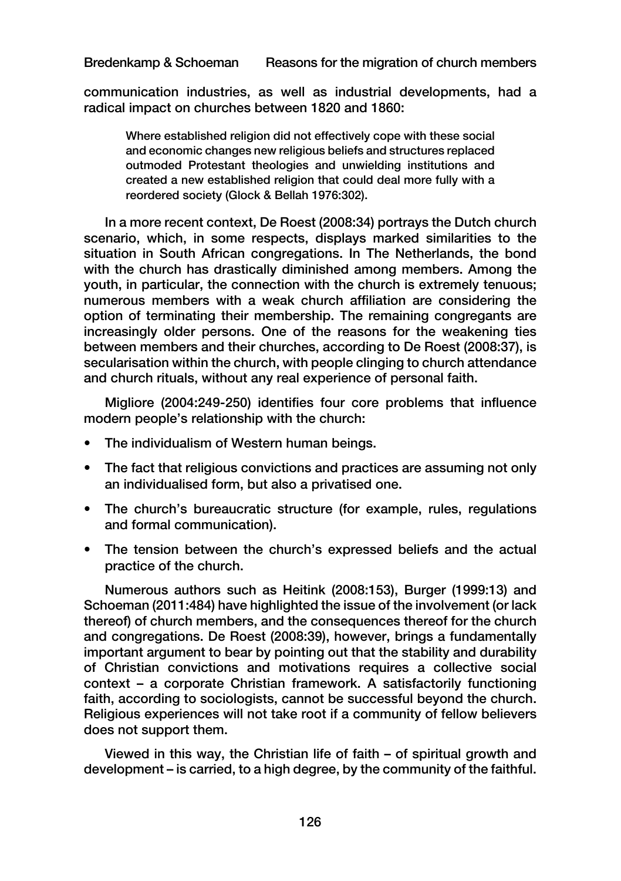communication industries, as well as industrial developments, had a radical impact on churches between 1820 and 1860:

> Where established religion did not effectively cope with these social and economic changes new religious beliefs and structures replaced outmoded Protestant theologies and unwielding institutions and created a new established religion that could deal more fully with a reordered society (Glock & Bellah 1976:302).

In a more recent context, De Roest (2008:34) portrays the Dutch church scenario, which, in some respects, displays marked similarities to the situation in South African congregations. In The Netherlands, the bond with the church has drastically diminished among members. Among the youth, in particular, the connection with the church is extremely tenuous; numerous members with a weak church affiliation are considering the option of terminating their membership. The remaining congregants are increasingly older persons. One of the reasons for the weakening ties between members and their churches, according to De Roest (2008:37), is secularisation within the church, with people clinging to church attendance and church rituals, without any real experience of personal faith.

Migliore (2004:249-250) identifies four core problems that influence modern people's relationship with the church:

- The individualism of Western human beings.
- The fact that religious convictions and practices are assuming not only an individualised form, but also a privatised one.
- The church's bureaucratic structure (for example, rules, regulations and formal communication).
- The tension between the church's expressed beliefs and the actual practice of the church.

Numerous authors such as Heitink (2008:153), Burger (1999:13) and Schoeman (2011:484) have highlighted the issue of the involvement (or lack thereof) of church members, and the consequences thereof for the church and congregations. De Roest (2008:39), however, brings a fundamentally important argument to bear by pointing out that the stability and durability of Christian convictions and motivations requires a collective social context – a corporate Christian framework. A satisfactorily functioning faith, according to sociologists, cannot be successful beyond the church. Religious experiences will not take root if a community of fellow believers does not support them.

Viewed in this way, the Christian life of faith – of spiritual growth and development – is carried, to a high degree, by the community of the faithful.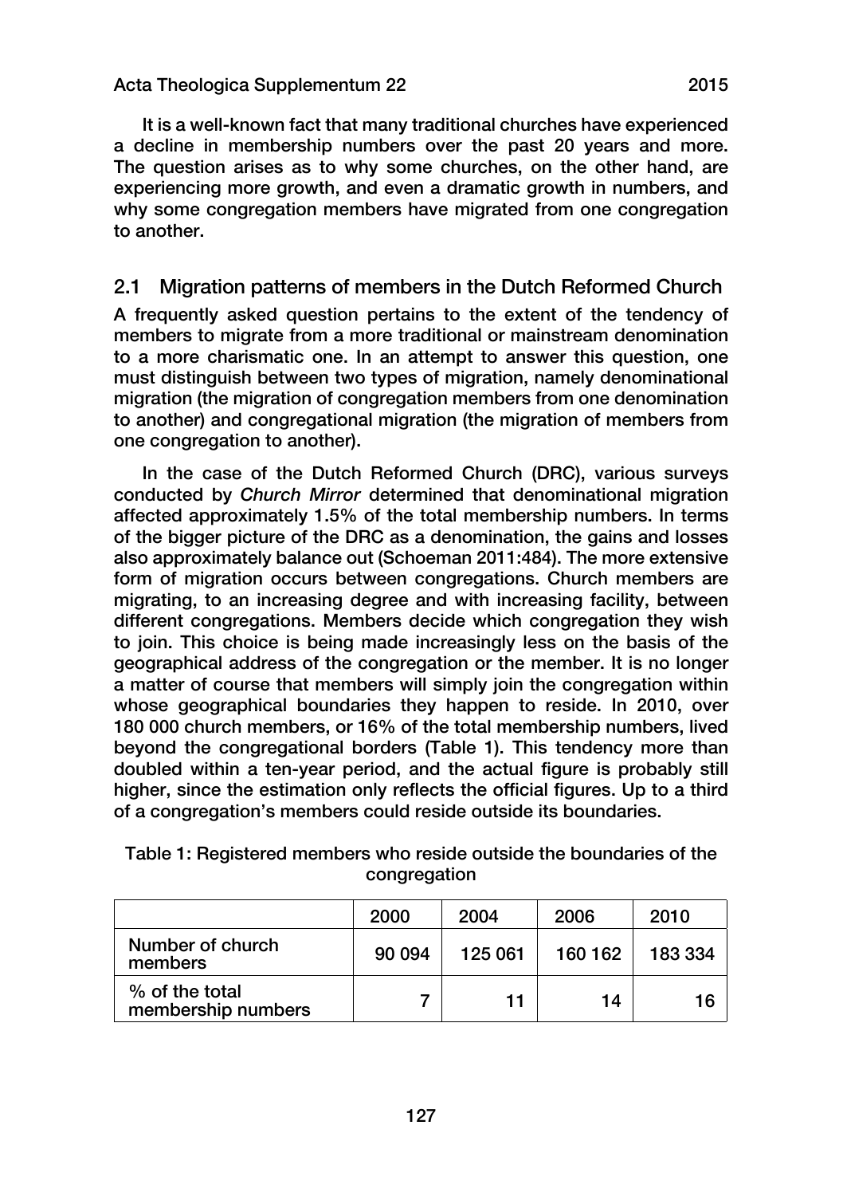It is a well-known fact that many traditional churches have experienced a decline in membership numbers over the past 20 years and more. The question arises as to why some churches, on the other hand, are experiencing more growth, and even a dramatic growth in numbers, and why some congregation members have migrated from one congregation to another.

## 2.1 Migration patterns of members in the Dutch Reformed Church

A frequently asked question pertains to the extent of the tendency of members to migrate from a more traditional or mainstream denomination to a more charismatic one. In an attempt to answer this question, one must distinguish between two types of migration, namely denominational migration (the migration of congregation members from one denomination to another) and congregational migration (the migration of members from one congregation to another).

In the case of the Dutch Reformed Church (DRC), various surveys conducted by *Church Mirror* determined that denominational migration affected approximately 1.5% of the total membership numbers. In terms of the bigger picture of the DRC as a denomination, the gains and losses also approximately balance out (Schoeman 2011:484). The more extensive form of migration occurs between congregations. Church members are migrating, to an increasing degree and with increasing facility, between different congregations. Members decide which congregation they wish to join. This choice is being made increasingly less on the basis of the geographical address of the congregation or the member. It is no longer a matter of course that members will simply join the congregation within whose geographical boundaries they happen to reside. In 2010, over 180 000 church members, or 16% of the total membership numbers, lived beyond the congregational borders (Table 1). This tendency more than doubled within a ten-year period, and the actual figure is probably still higher, since the estimation only reflects the official figures. Up to a third of a congregation's members could reside outside its boundaries.

Table 1: Registered members who reside outside the boundaries of the congregation

| | 2000 | 2004 | 2006 | 2010 |
|---|---|---|---|---|
| Number of church members | 90 094 | 125 061 | 160 162 | 183 334 |
| % of the total membership numbers | 7 | 11 | 14 | 16 |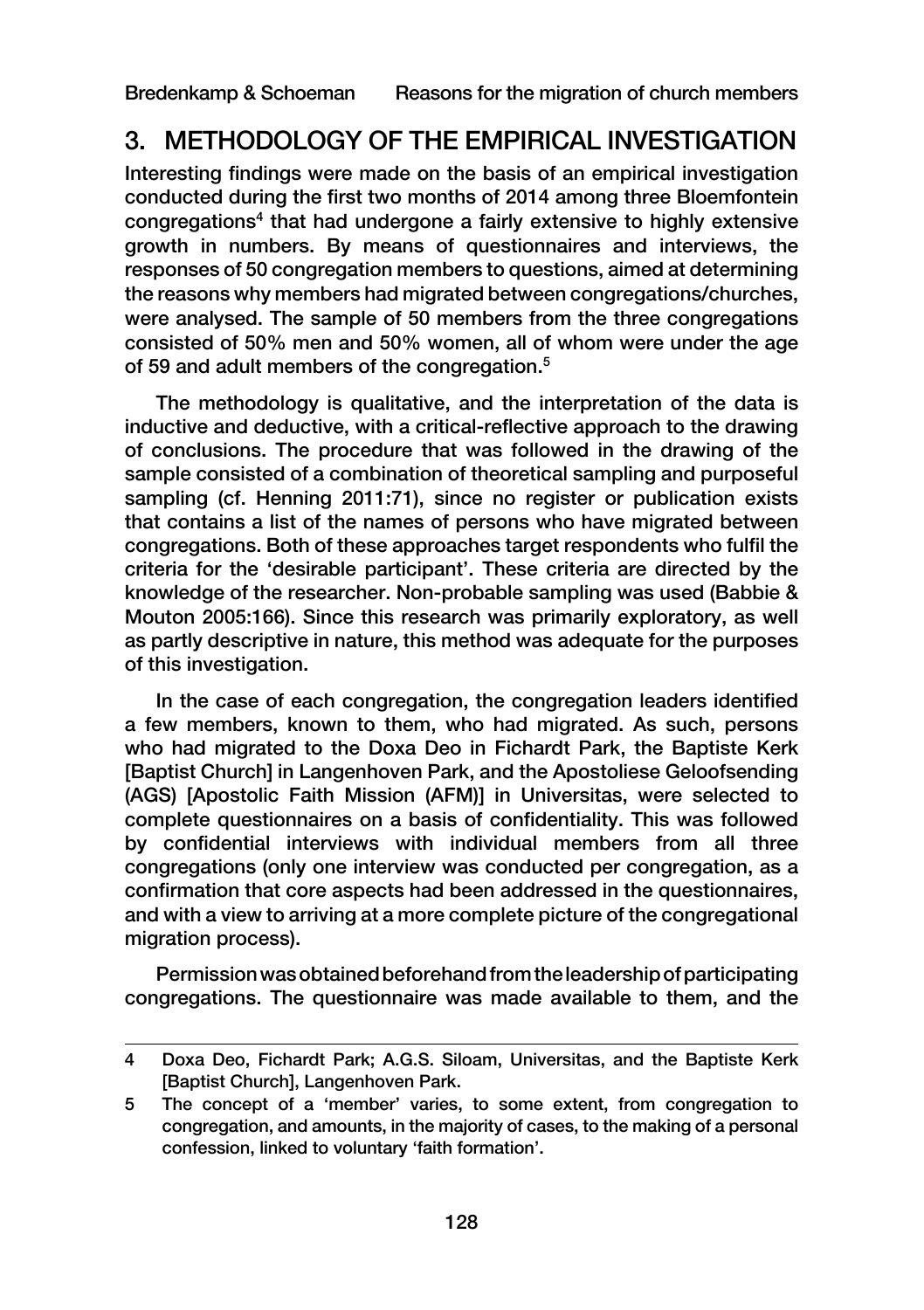## 3. METHODOLOGY OF THE EMPIRICAL INVESTIGATION

Interesting findings were made on the basis of an empirical investigation conducted during the first two months of 2014 among three Bloemfontein congregations[4] that had undergone a fairly extensive to highly extensive growth in numbers. By means of questionnaires and interviews, the responses of 50 congregation members to questions, aimed at determining the reasons why members had migrated between congregations/churches, were analysed. The sample of 50 members from the three congregations consisted of 50% men and 50% women, all of whom were under the age of 59 and adult members of the congregation.[5]

The methodology is qualitative, and the interpretation of the data is inductive and deductive, with a critical-reflective approach to the drawing of conclusions. The procedure that was followed in the drawing of the sample consisted of a combination of theoretical sampling and purposeful sampling (cf. Henning 2011:71), since no register or publication exists that contains a list of the names of persons who have migrated between congregations. Both of these approaches target respondents who fulfil the criteria for the 'desirable participant'. These criteria are directed by the knowledge of the researcher. Non-probable sampling was used (Babbie & Mouton 2005:166). Since this research was primarily exploratory, as well as partly descriptive in nature, this method was adequate for the purposes of this investigation.

In the case of each congregation, the congregation leaders identified a few members, known to them, who had migrated. As such, persons who had migrated to the Doxa Deo in Fichardt Park, the Baptiste Kerk [Baptist Church] in Langenhoven Park, and the Apostoliese Geloofsending (AGS) [Apostolic Faith Mission (AFM)] in Universitas, were selected to complete questionnaires on a basis of confidentiality. This was followed by confidential interviews with individual members from all three congregations (only one interview was conducted per congregation, as a confirmation that core aspects had been addressed in the questionnaires, and with a view to arriving at a more complete picture of the congregational migration process).

Permission was obtained beforehand from the leadership of participating congregations. The questionnaire was made available to them, and the

---

4 Doxa Deo, Fichardt Park; A.G.S. Siloam, Universitas, and the Baptiste Kerk [Baptist Church], Langenhoven Park.

5 The concept of a 'member' varies, to some extent, from congregation to congregation, and amounts, in the majority of cases, to the making of a personal confession, linked to voluntary 'faith formation'.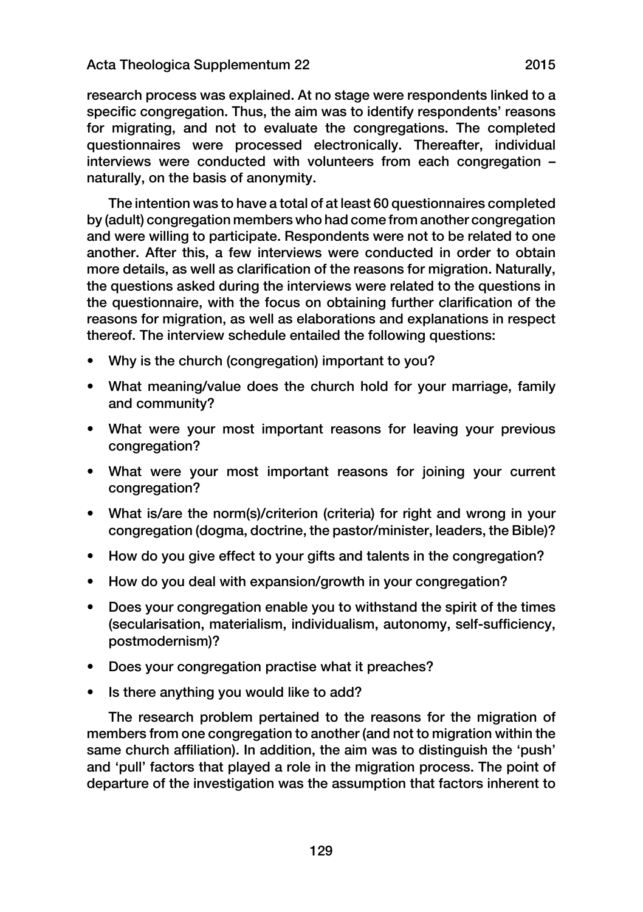research process was explained. At no stage were respondents linked to a specific congregation. Thus, the aim was to identify respondents' reasons for migrating, and not to evaluate the congregations. The completed questionnaires were processed electronically. Thereafter, individual interviews were conducted with volunteers from each congregation – naturally, on the basis of anonymity.

The intention was to have a total of at least 60 questionnaires completed by (adult) congregation members who had come from another congregation and were willing to participate. Respondents were not to be related to one another. After this, a few interviews were conducted in order to obtain more details, as well as clarification of the reasons for migration. Naturally, the questions asked during the interviews were related to the questions in the questionnaire, with the focus on obtaining further clarification of the reasons for migration, as well as elaborations and explanations in respect thereof. The interview schedule entailed the following questions:

- Why is the church (congregation) important to you?
- What meaning/value does the church hold for your marriage, family and community?
- What were your most important reasons for leaving your previous congregation?
- What were your most important reasons for joining your current congregation?
- What is/are the norm(s)/criterion (criteria) for right and wrong in your congregation (dogma, doctrine, the pastor/minister, leaders, the Bible)?
- How do you give effect to your gifts and talents in the congregation?
- How do you deal with expansion/growth in your congregation?
- Does your congregation enable you to withstand the spirit of the times (secularisation, materialism, individualism, autonomy, self-sufficiency, postmodernism)?
- Does your congregation practise what it preaches?
- Is there anything you would like to add?

The research problem pertained to the reasons for the migration of members from one congregation to another (and not to migration within the same church affiliation). In addition, the aim was to distinguish the 'push' and 'pull' factors that played a role in the migration process. The point of departure of the investigation was the assumption that factors inherent to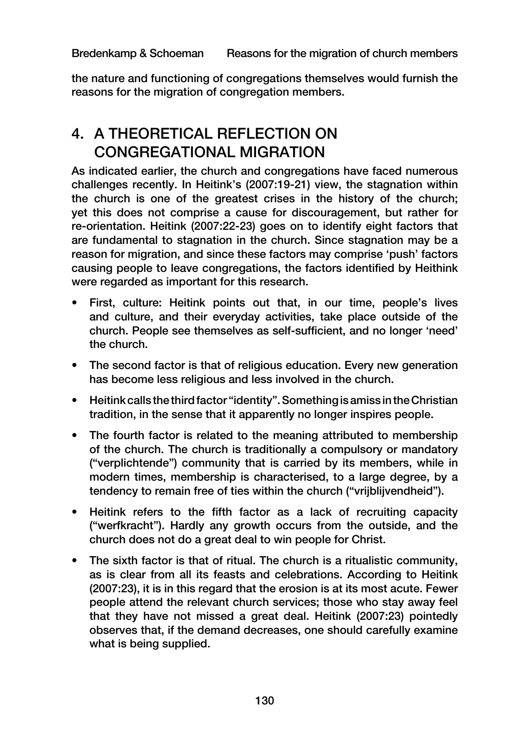the nature and functioning of congregations themselves would furnish the reasons for the migration of congregation members.

## 4. A THEORETICAL REFLECTION ON CONGREGATIONAL MIGRATION

As indicated earlier, the church and congregations have faced numerous challenges recently. In Heitink's (2007:19-21) view, the stagnation within the church is one of the greatest crises in the history of the church; yet this does not comprise a cause for discouragement, but rather for re-orientation. Heitink (2007:22-23) goes on to identify eight factors that are fundamental to stagnation in the church. Since stagnation may be a reason for migration, and since these factors may comprise 'push' factors causing people to leave congregations, the factors identified by Heithink were regarded as important for this research.

- First, culture: Heitink points out that, in our time, people's lives and culture, and their everyday activities, take place outside of the church. People see themselves as self-sufficient, and no longer 'need' the church.
- The second factor is that of religious education. Every new generation has become less religious and less involved in the church.
- Heitink calls the third factor "identity". Something is amiss in the Christian tradition, in the sense that it apparently no longer inspires people.
- The fourth factor is related to the meaning attributed to membership of the church. The church is traditionally a compulsory or mandatory ("verplichtende") community that is carried by its members, while in modern times, membership is characterised, to a large degree, by a tendency to remain free of ties within the church ("vrijblijvendheid").
- Heitink refers to the fifth factor as a lack of recruiting capacity ("werfkracht"). Hardly any growth occurs from the outside, and the church does not do a great deal to win people for Christ.
- The sixth factor is that of ritual. The church is a ritualistic community, as is clear from all its feasts and celebrations. According to Heitink (2007:23), it is in this regard that the erosion is at its most acute. Fewer people attend the relevant church services; those who stay away feel that they have not missed a great deal. Heitink (2007:23) pointedly observes that, if the demand decreases, one should carefully examine what is being supplied.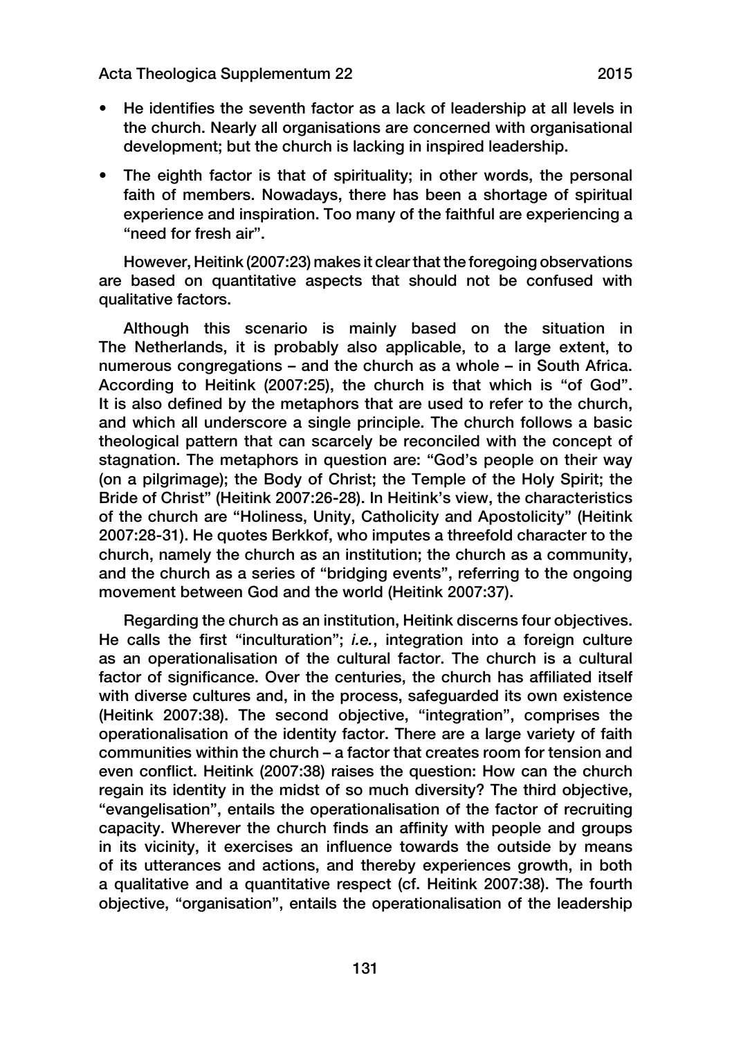- He identifies the seventh factor as a lack of leadership at all levels in the church. Nearly all organisations are concerned with organisational development; but the church is lacking in inspired leadership.
- The eighth factor is that of spirituality; in other words, the personal faith of members. Nowadays, there has been a shortage of spiritual experience and inspiration. Too many of the faithful are experiencing a "need for fresh air".

However, Heitink (2007:23) makes it clear that the foregoing observations are based on quantitative aspects that should not be confused with qualitative factors.

Although this scenario is mainly based on the situation in The Netherlands, it is probably also applicable, to a large extent, to numerous congregations – and the church as a whole – in South Africa. According to Heitink (2007:25), the church is that which is "of God". It is also defined by the metaphors that are used to refer to the church, and which all underscore a single principle. The church follows a basic theological pattern that can scarcely be reconciled with the concept of stagnation. The metaphors in question are: "God's people on their way (on a pilgrimage); the Body of Christ; the Temple of the Holy Spirit; the Bride of Christ" (Heitink 2007:26-28). In Heitink's view, the characteristics of the church are "Holiness, Unity, Catholicity and Apostolicity" (Heitink 2007:28-31). He quotes Berkkof, who imputes a threefold character to the church, namely the church as an institution; the church as a community, and the church as a series of "bridging events", referring to the ongoing movement between God and the world (Heitink 2007:37).

Regarding the church as an institution, Heitink discerns four objectives. He calls the first "inculturation"; *i.e.*, integration into a foreign culture as an operationalisation of the cultural factor. The church is a cultural factor of significance. Over the centuries, the church has affiliated itself with diverse cultures and, in the process, safeguarded its own existence (Heitink 2007:38). The second objective, "integration", comprises the operationalisation of the identity factor. There are a large variety of faith communities within the church – a factor that creates room for tension and even conflict. Heitink (2007:38) raises the question: How can the church regain its identity in the midst of so much diversity? The third objective, "evangelisation", entails the operationalisation of the factor of recruiting capacity. Wherever the church finds an affinity with people and groups in its vicinity, it exercises an influence towards the outside by means of its utterances and actions, and thereby experiences growth, in both a qualitative and a quantitative respect (cf. Heitink 2007:38). The fourth objective, "organisation", entails the operationalisation of the leadership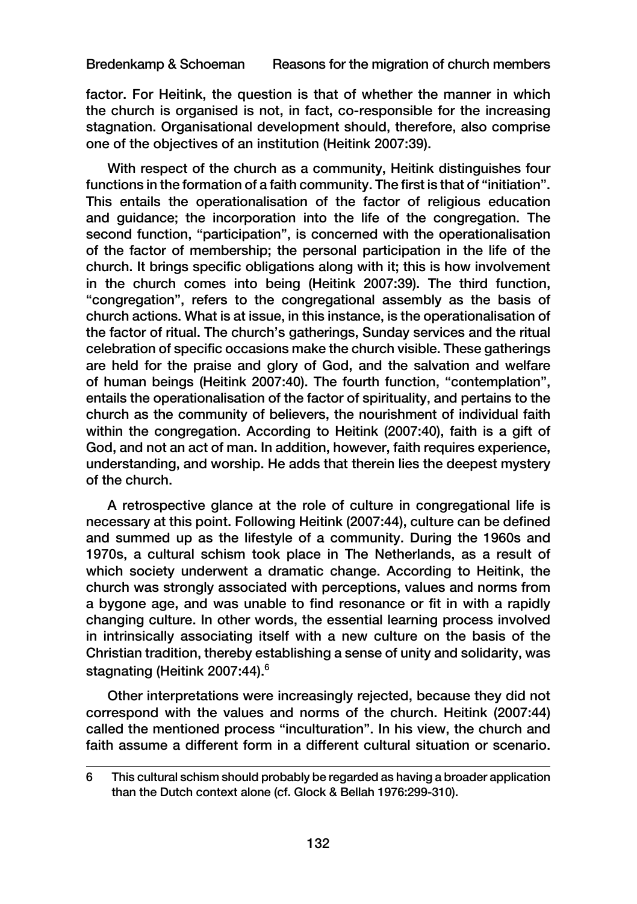factor. For Heitink, the question is that of whether the manner in which the church is organised is not, in fact, co-responsible for the increasing stagnation. Organisational development should, therefore, also comprise one of the objectives of an institution (Heitink 2007:39).

With respect of the church as a community, Heitink distinguishes four functions in the formation of a faith community. The first is that of "initiation". This entails the operationalisation of the factor of religious education and guidance; the incorporation into the life of the congregation. The second function, "participation", is concerned with the operationalisation of the factor of membership; the personal participation in the life of the church. It brings specific obligations along with it; this is how involvement in the church comes into being (Heitink 2007:39). The third function, "congregation", refers to the congregational assembly as the basis of church actions. What is at issue, in this instance, is the operationalisation of the factor of ritual. The church's gatherings, Sunday services and the ritual celebration of specific occasions make the church visible. These gatherings are held for the praise and glory of God, and the salvation and welfare of human beings (Heitink 2007:40). The fourth function, "contemplation", entails the operationalisation of the factor of spirituality, and pertains to the church as the community of believers, the nourishment of individual faith within the congregation. According to Heitink (2007:40), faith is a gift of God, and not an act of man. In addition, however, faith requires experience, understanding, and worship. He adds that therein lies the deepest mystery of the church.

A retrospective glance at the role of culture in congregational life is necessary at this point. Following Heitink (2007:44), culture can be defined and summed up as the lifestyle of a community. During the 1960s and 1970s, a cultural schism took place in The Netherlands, as a result of which society underwent a dramatic change. According to Heitink, the church was strongly associated with perceptions, values and norms from a bygone age, and was unable to find resonance or fit in with a rapidly changing culture. In other words, the essential learning process involved in intrinsically associating itself with a new culture on the basis of the Christian tradition, thereby establishing a sense of unity and solidarity, was stagnating (Heitink 2007:44).[6]

Other interpretations were increasingly rejected, because they did not correspond with the values and norms of the church. Heitink (2007:44) called the mentioned process "inculturation". In his view, the church and faith assume a different form in a different cultural situation or scenario.

---

6 This cultural schism should probably be regarded as having a broader application than the Dutch context alone (cf. Glock & Bellah 1976:299-310).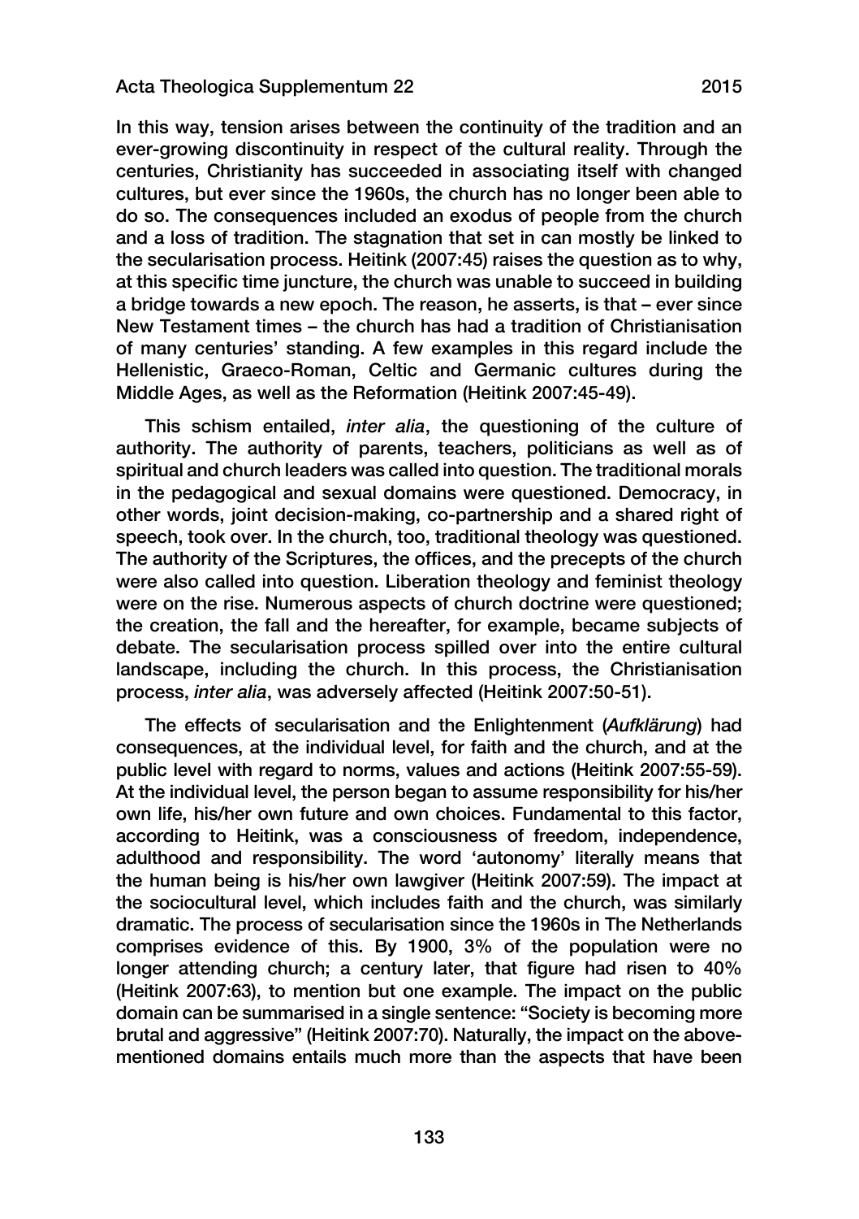In this way, tension arises between the continuity of the tradition and an ever-growing discontinuity in respect of the cultural reality. Through the centuries, Christianity has succeeded in associating itself with changed cultures, but ever since the 1960s, the church has no longer been able to do so. The consequences included an exodus of people from the church and a loss of tradition. The stagnation that set in can mostly be linked to the secularisation process. Heitink (2007:45) raises the question as to why, at this specific time juncture, the church was unable to succeed in building a bridge towards a new epoch. The reason, he asserts, is that – ever since New Testament times – the church has had a tradition of Christianisation of many centuries' standing. A few examples in this regard include the Hellenistic, Graeco-Roman, Celtic and Germanic cultures during the Middle Ages, as well as the Reformation (Heitink 2007:45-49).

This schism entailed, *inter alia*, the questioning of the culture of authority. The authority of parents, teachers, politicians as well as of spiritual and church leaders was called into question. The traditional morals in the pedagogical and sexual domains were questioned. Democracy, in other words, joint decision-making, co-partnership and a shared right of speech, took over. In the church, too, traditional theology was questioned. The authority of the Scriptures, the offices, and the precepts of the church were also called into question. Liberation theology and feminist theology were on the rise. Numerous aspects of church doctrine were questioned; the creation, the fall and the hereafter, for example, became subjects of debate. The secularisation process spilled over into the entire cultural landscape, including the church. In this process, the Christianisation process, *inter alia*, was adversely affected (Heitink 2007:50-51).

The effects of secularisation and the Enlightenment (*Aufklärung*) had consequences, at the individual level, for faith and the church, and at the public level with regard to norms, values and actions (Heitink 2007:55-59). At the individual level, the person began to assume responsibility for his/her own life, his/her own future and own choices. Fundamental to this factor, according to Heitink, was a consciousness of freedom, independence, adulthood and responsibility. The word 'autonomy' literally means that the human being is his/her own lawgiver (Heitink 2007:59). The impact at the sociocultural level, which includes faith and the church, was similarly dramatic. The process of secularisation since the 1960s in The Netherlands comprises evidence of this. By 1900, 3% of the population were no longer attending church; a century later, that figure had risen to 40% (Heitink 2007:63), to mention but one example. The impact on the public domain can be summarised in a single sentence: "Society is becoming more brutal and aggressive" (Heitink 2007:70). Naturally, the impact on the above-mentioned domains entails much more than the aspects that have been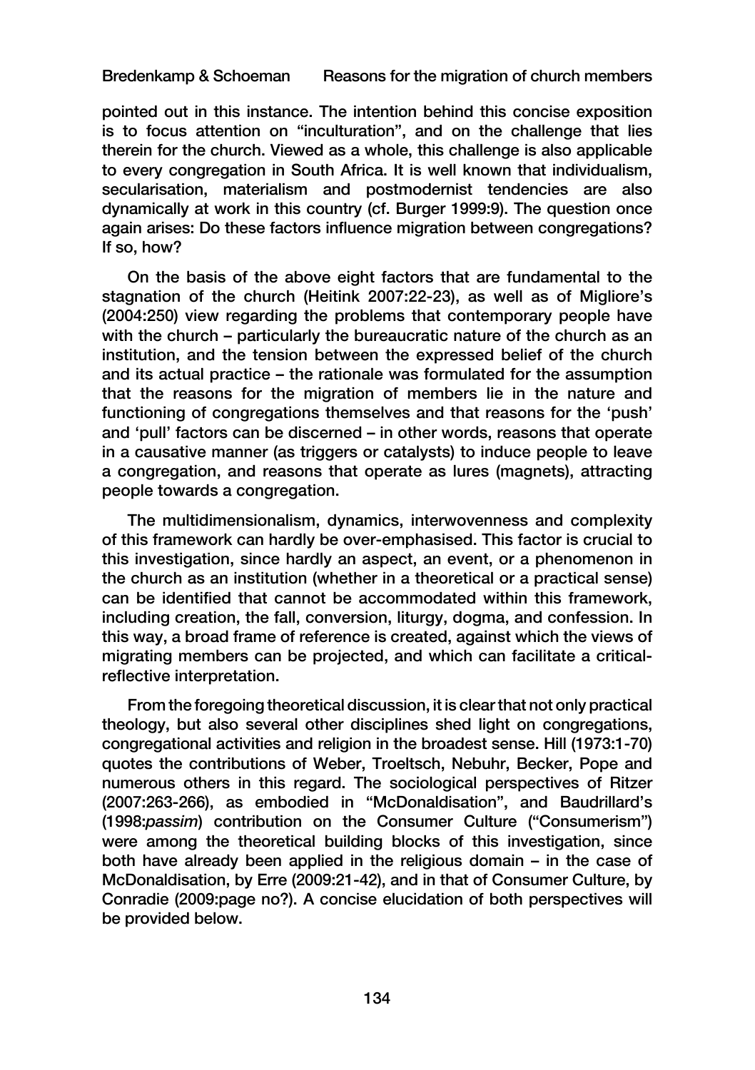pointed out in this instance. The intention behind this concise exposition is to focus attention on "inculturation", and on the challenge that lies therein for the church. Viewed as a whole, this challenge is also applicable to every congregation in South Africa. It is well known that individualism, secularisation, materialism and postmodernist tendencies are also dynamically at work in this country (cf. Burger 1999:9). The question once again arises: Do these factors influence migration between congregations? If so, how?

On the basis of the above eight factors that are fundamental to the stagnation of the church (Heitink 2007:22-23), as well as of Migliore's (2004:250) view regarding the problems that contemporary people have with the church – particularly the bureaucratic nature of the church as an institution, and the tension between the expressed belief of the church and its actual practice – the rationale was formulated for the assumption that the reasons for the migration of members lie in the nature and functioning of congregations themselves and that reasons for the 'push' and 'pull' factors can be discerned – in other words, reasons that operate in a causative manner (as triggers or catalysts) to induce people to leave a congregation, and reasons that operate as lures (magnets), attracting people towards a congregation.

The multidimensionalism, dynamics, interwovenness and complexity of this framework can hardly be over-emphasised. This factor is crucial to this investigation, since hardly an aspect, an event, or a phenomenon in the church as an institution (whether in a theoretical or a practical sense) can be identified that cannot be accommodated within this framework, including creation, the fall, conversion, liturgy, dogma, and confession. In this way, a broad frame of reference is created, against which the views of migrating members can be projected, and which can facilitate a critical-reflective interpretation.

From the foregoing theoretical discussion, it is clear that not only practical theology, but also several other disciplines shed light on congregations, congregational activities and religion in the broadest sense. Hill (1973:1-70) quotes the contributions of Weber, Troeltsch, Nebuhr, Becker, Pope and numerous others in this regard. The sociological perspectives of Ritzer (2007:263-266), as embodied in "McDonaldisation", and Baudrillard's (1998:*passim*) contribution on the Consumer Culture ("Consumerism") were among the theoretical building blocks of this investigation, since both have already been applied in the religious domain – in the case of McDonaldisation, by Erre (2009:21-42), and in that of Consumer Culture, by Conradie (2009:page no?). A concise elucidation of both perspectives will be provided below.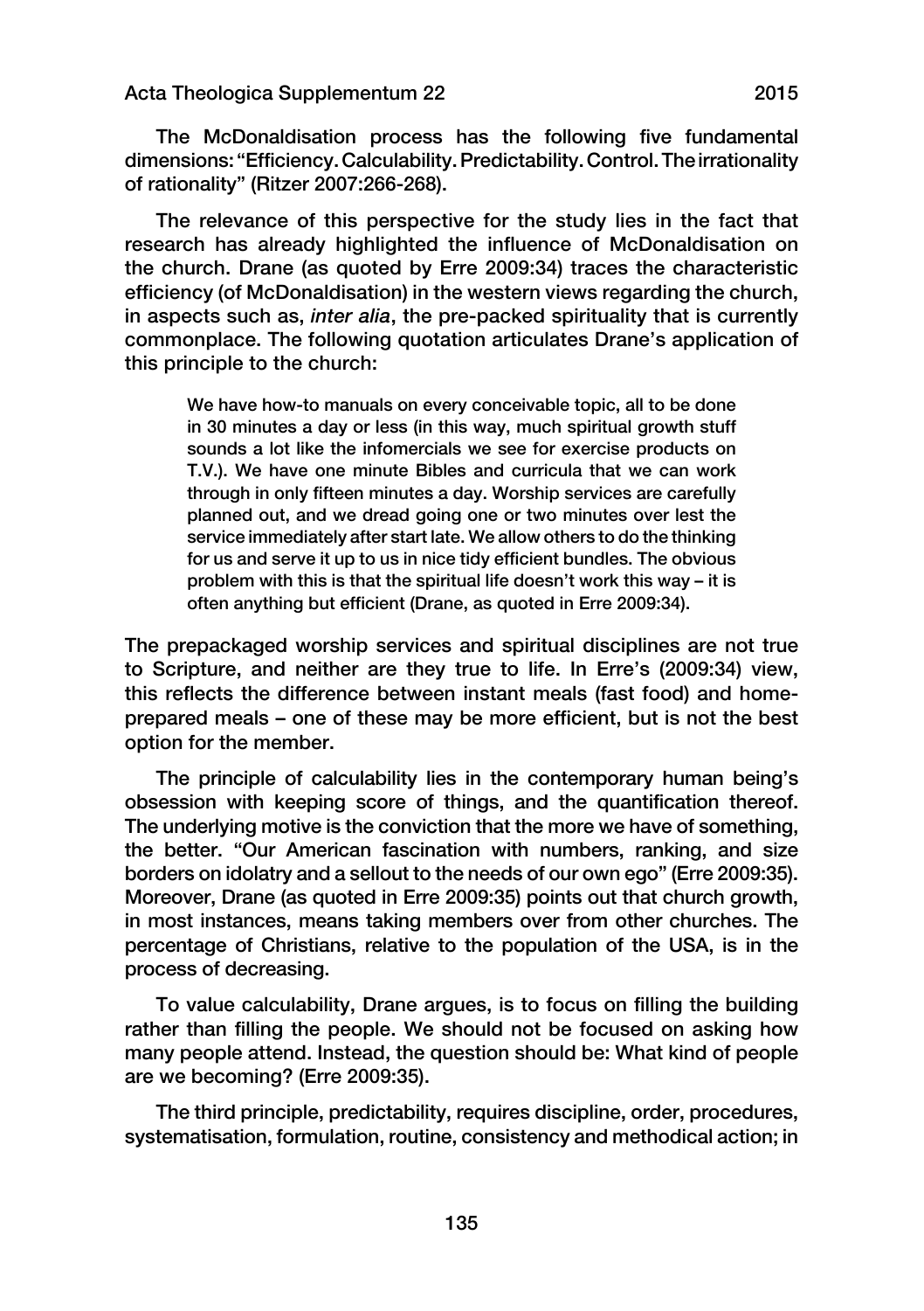The McDonaldisation process has the following five fundamental dimensions: "Efficiency. Calculability. Predictability. Control. The irrationality of rationality" (Ritzer 2007:266-268).

The relevance of this perspective for the study lies in the fact that research has already highlighted the influence of McDonaldisation on the church. Drane (as quoted by Erre 2009:34) traces the characteristic efficiency (of McDonaldisation) in the western views regarding the church, in aspects such as, *inter alia*, the pre-packed spirituality that is currently commonplace. The following quotation articulates Drane's application of this principle to the church:

> We have how-to manuals on every conceivable topic, all to be done in 30 minutes a day or less (in this way, much spiritual growth stuff sounds a lot like the infomercials we see for exercise products on T.V.). We have one minute Bibles and curricula that we can work through in only fifteen minutes a day. Worship services are carefully planned out, and we dread going one or two minutes over lest the service immediately after start late. We allow others to do the thinking for us and serve it up to us in nice tidy efficient bundles. The obvious problem with this is that the spiritual life doesn't work this way – it is often anything but efficient (Drane, as quoted in Erre 2009:34).

The prepackaged worship services and spiritual disciplines are not true to Scripture, and neither are they true to life. In Erre's (2009:34) view, this reflects the difference between instant meals (fast food) and home-prepared meals – one of these may be more efficient, but is not the best option for the member.

The principle of calculability lies in the contemporary human being's obsession with keeping score of things, and the quantification thereof. The underlying motive is the conviction that the more we have of something, the better. "Our American fascination with numbers, ranking, and size borders on idolatry and a sellout to the needs of our own ego" (Erre 2009:35). Moreover, Drane (as quoted in Erre 2009:35) points out that church growth, in most instances, means taking members over from other churches. The percentage of Christians, relative to the population of the USA, is in the process of decreasing.

To value calculability, Drane argues, is to focus on filling the building rather than filling the people. We should not be focused on asking how many people attend. Instead, the question should be: What kind of people are we becoming? (Erre 2009:35).

The third principle, predictability, requires discipline, order, procedures, systematisation, formulation, routine, consistency and methodical action; in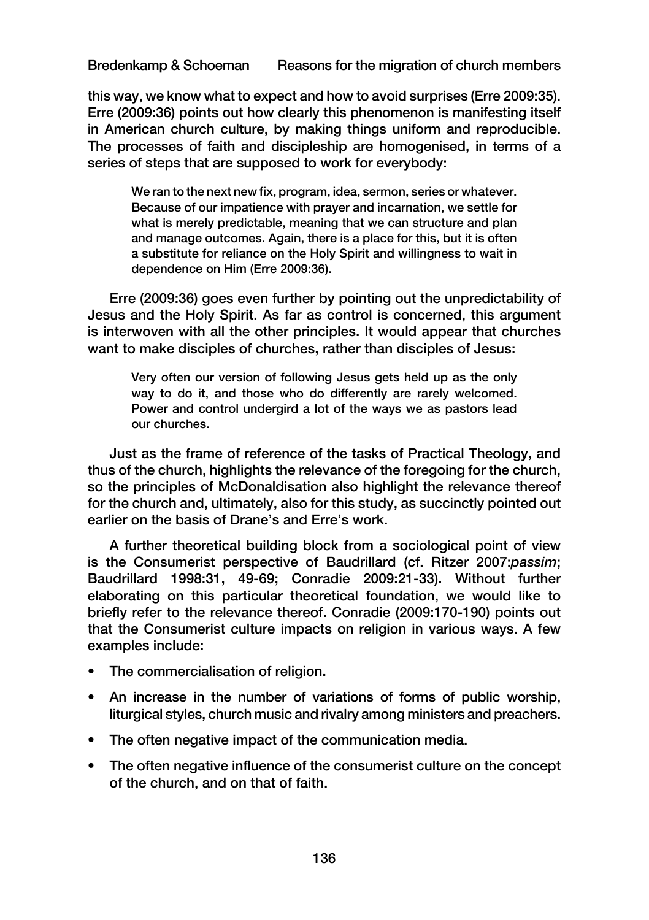this way, we know what to expect and how to avoid surprises (Erre 2009:35). Erre (2009:36) points out how clearly this phenomenon is manifesting itself in American church culture, by making things uniform and reproducible. The processes of faith and discipleship are homogenised, in terms of a series of steps that are supposed to work for everybody:

> We ran to the next new fix, program, idea, sermon, series or whatever. Because of our impatience with prayer and incarnation, we settle for what is merely predictable, meaning that we can structure and plan and manage outcomes. Again, there is a place for this, but it is often a substitute for reliance on the Holy Spirit and willingness to wait in dependence on Him (Erre 2009:36).

Erre (2009:36) goes even further by pointing out the unpredictability of Jesus and the Holy Spirit. As far as control is concerned, this argument is interwoven with all the other principles. It would appear that churches want to make disciples of churches, rather than disciples of Jesus:

> Very often our version of following Jesus gets held up as the only way to do it, and those who do differently are rarely welcomed. Power and control undergird a lot of the ways we as pastors lead our churches.

Just as the frame of reference of the tasks of Practical Theology, and thus of the church, highlights the relevance of the foregoing for the church, so the principles of McDonaldisation also highlight the relevance thereof for the church and, ultimately, also for this study, as succinctly pointed out earlier on the basis of Drane's and Erre's work.

A further theoretical building block from a sociological point of view is the Consumerist perspective of Baudrillard (cf. Ritzer 2007:*passim*; Baudrillard 1998:31, 49-69; Conradie 2009:21-33). Without further elaborating on this particular theoretical foundation, we would like to briefly refer to the relevance thereof. Conradie (2009:170-190) points out that the Consumerist culture impacts on religion in various ways. A few examples include:

- The commercialisation of religion.
- An increase in the number of variations of forms of public worship, liturgical styles, church music and rivalry among ministers and preachers.
- The often negative impact of the communication media.
- The often negative influence of the consumerist culture on the concept of the church, and on that of faith.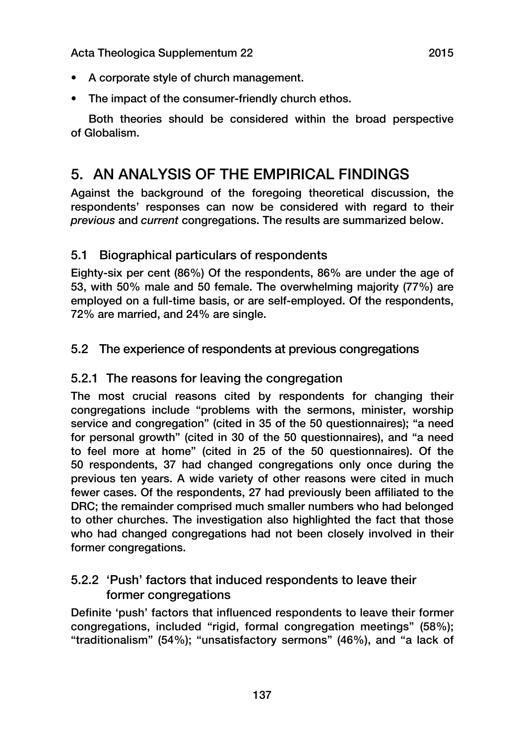- A corporate style of church management.
- The impact of the consumer-friendly church ethos.

Both theories should be considered within the broad perspective of Globalism.

## 5. AN ANALYSIS OF THE EMPIRICAL FINDINGS

Against the background of the foregoing theoretical discussion, the respondents' responses can now be considered with regard to their *previous* and *current* congregations. The results are summarized below.

### 5.1 Biographical particulars of respondents

Eighty-six per cent (86%) Of the respondents, 86% are under the age of 53, with 50% male and 50 female. The overwhelming majority (77%) are employed on a full-time basis, or are self-employed. Of the respondents, 72% are married, and 24% are single.

### 5.2 The experience of respondents at previous congregations

#### 5.2.1 The reasons for leaving the congregation

The most crucial reasons cited by respondents for changing their congregations include "problems with the sermons, minister, worship service and congregation" (cited in 35 of the 50 questionnaires); "a need for personal growth" (cited in 30 of the 50 questionnaires), and "a need to feel more at home" (cited in 25 of the 50 questionnaires). Of the 50 respondents, 37 had changed congregations only once during the previous ten years. A wide variety of other reasons were cited in much fewer cases. Of the respondents, 27 had previously been affiliated to the DRC; the remainder comprised much smaller numbers who had belonged to other churches. The investigation also highlighted the fact that those who had changed congregations had not been closely involved in their former congregations.

#### 5.2.2 'Push' factors that induced respondents to leave their former congregations

Definite 'push' factors that influenced respondents to leave their former congregations, included "rigid, formal congregation meetings" (58%); "traditionalism" (54%); "unsatisfactory sermons" (46%), and "a lack of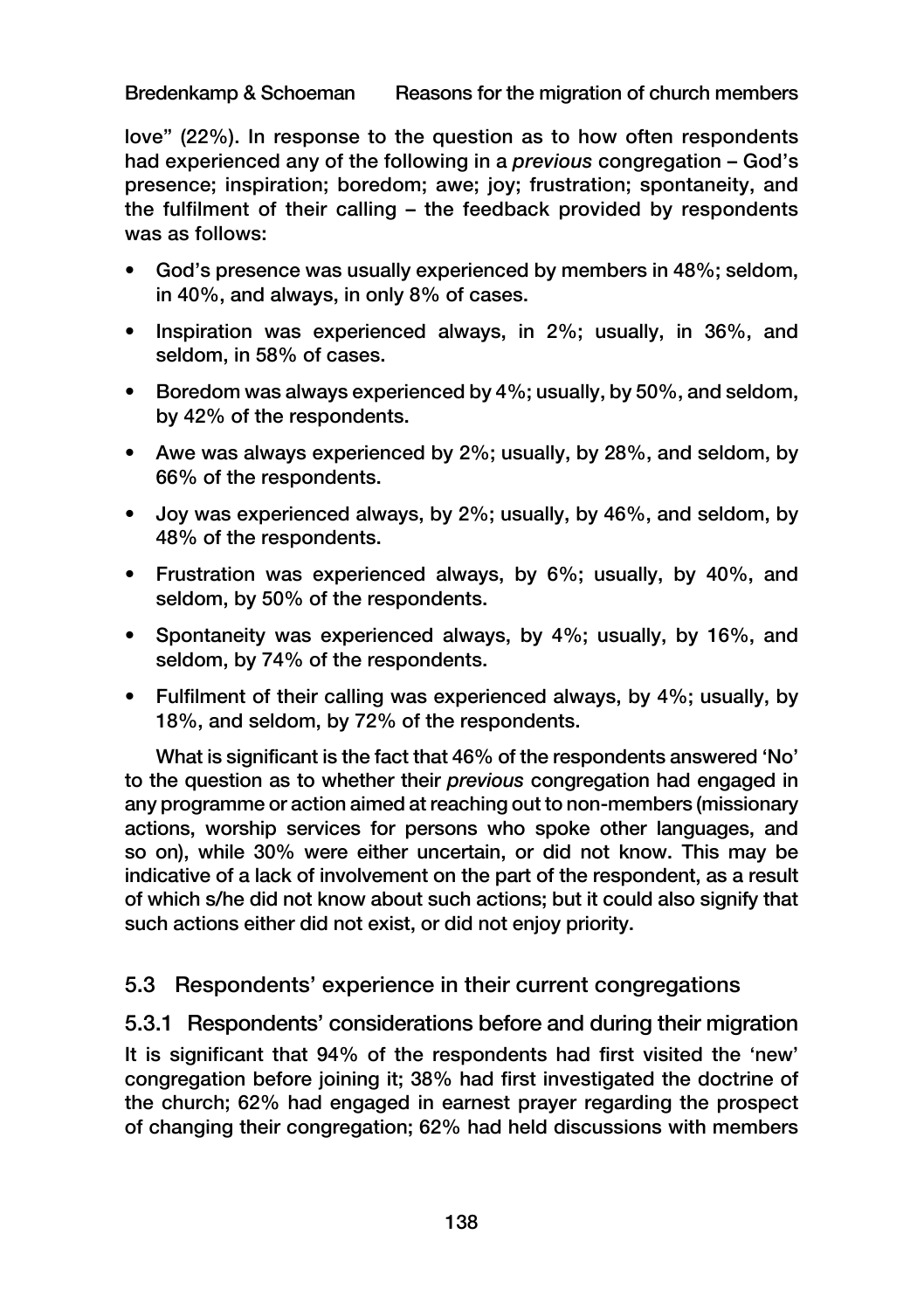love" (22%). In response to the question as to how often respondents had experienced any of the following in a *previous* congregation – God's presence; inspiration; boredom; awe; joy; frustration; spontaneity, and the fulfilment of their calling – the feedback provided by respondents was as follows:

- God's presence was usually experienced by members in 48%; seldom, in 40%, and always, in only 8% of cases.
- Inspiration was experienced always, in 2%; usually, in 36%, and seldom, in 58% of cases.
- Boredom was always experienced by 4%; usually, by 50%, and seldom, by 42% of the respondents.
- Awe was always experienced by 2%; usually, by 28%, and seldom, by 66% of the respondents.
- Joy was experienced always, by 2%; usually, by 46%, and seldom, by 48% of the respondents.
- Frustration was experienced always, by 6%; usually, by 40%, and seldom, by 50% of the respondents.
- Spontaneity was experienced always, by 4%; usually, by 16%, and seldom, by 74% of the respondents.
- Fulfilment of their calling was experienced always, by 4%; usually, by 18%, and seldom, by 72% of the respondents.

What is significant is the fact that 46% of the respondents answered 'No' to the question as to whether their *previous* congregation had engaged in any programme or action aimed at reaching out to non-members (missionary actions, worship services for persons who spoke other languages, and so on), while 30% were either uncertain, or did not know. This may be indicative of a lack of involvement on the part of the respondent, as a result of which s/he did not know about such actions; but it could also signify that such actions either did not exist, or did not enjoy priority.

## 5.3 Respondents' experience in their current congregations

### 5.3.1 Respondents' considerations before and during their migration

It is significant that 94% of the respondents had first visited the 'new' congregation before joining it; 38% had first investigated the doctrine of the church; 62% had engaged in earnest prayer regarding the prospect of changing their congregation; 62% had held discussions with members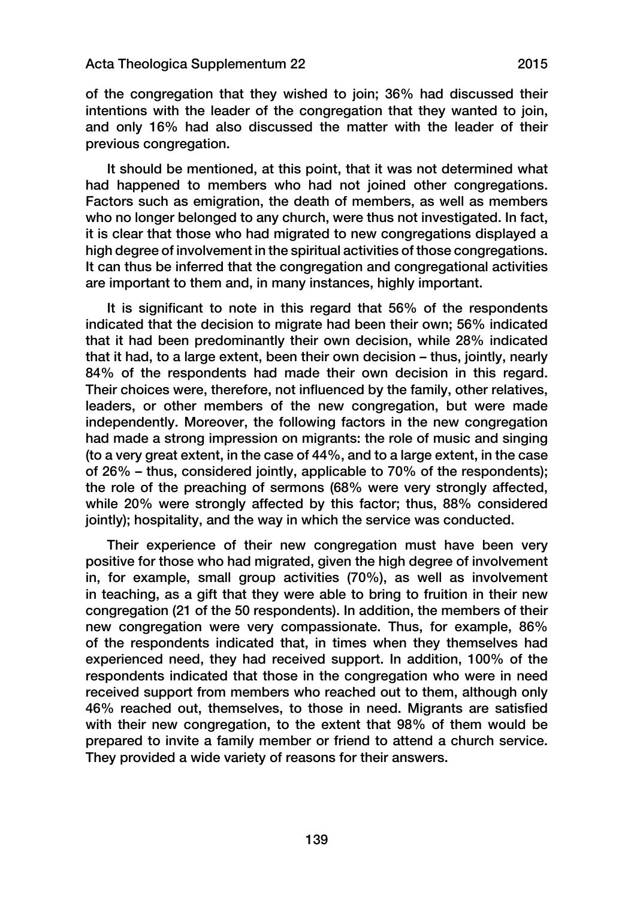of the congregation that they wished to join; 36% had discussed their intentions with the leader of the congregation that they wanted to join, and only 16% had also discussed the matter with the leader of their previous congregation.

It should be mentioned, at this point, that it was not determined what had happened to members who had not joined other congregations. Factors such as emigration, the death of members, as well as members who no longer belonged to any church, were thus not investigated. In fact, it is clear that those who had migrated to new congregations displayed a high degree of involvement in the spiritual activities of those congregations. It can thus be inferred that the congregation and congregational activities are important to them and, in many instances, highly important.

It is significant to note in this regard that 56% of the respondents indicated that the decision to migrate had been their own; 56% indicated that it had been predominantly their own decision, while 28% indicated that it had, to a large extent, been their own decision – thus, jointly, nearly 84% of the respondents had made their own decision in this regard. Their choices were, therefore, not influenced by the family, other relatives, leaders, or other members of the new congregation, but were made independently. Moreover, the following factors in the new congregation had made a strong impression on migrants: the role of music and singing (to a very great extent, in the case of 44%, and to a large extent, in the case of 26% – thus, considered jointly, applicable to 70% of the respondents); the role of the preaching of sermons (68% were very strongly affected, while 20% were strongly affected by this factor; thus, 88% considered jointly); hospitality, and the way in which the service was conducted.

Their experience of their new congregation must have been very positive for those who had migrated, given the high degree of involvement in, for example, small group activities (70%), as well as involvement in teaching, as a gift that they were able to bring to fruition in their new congregation (21 of the 50 respondents). In addition, the members of their new congregation were very compassionate. Thus, for example, 86% of the respondents indicated that, in times when they themselves had experienced need, they had received support. In addition, 100% of the respondents indicated that those in the congregation who were in need received support from members who reached out to them, although only 46% reached out, themselves, to those in need. Migrants are satisfied with their new congregation, to the extent that 98% of them would be prepared to invite a family member or friend to attend a church service. They provided a wide variety of reasons for their answers.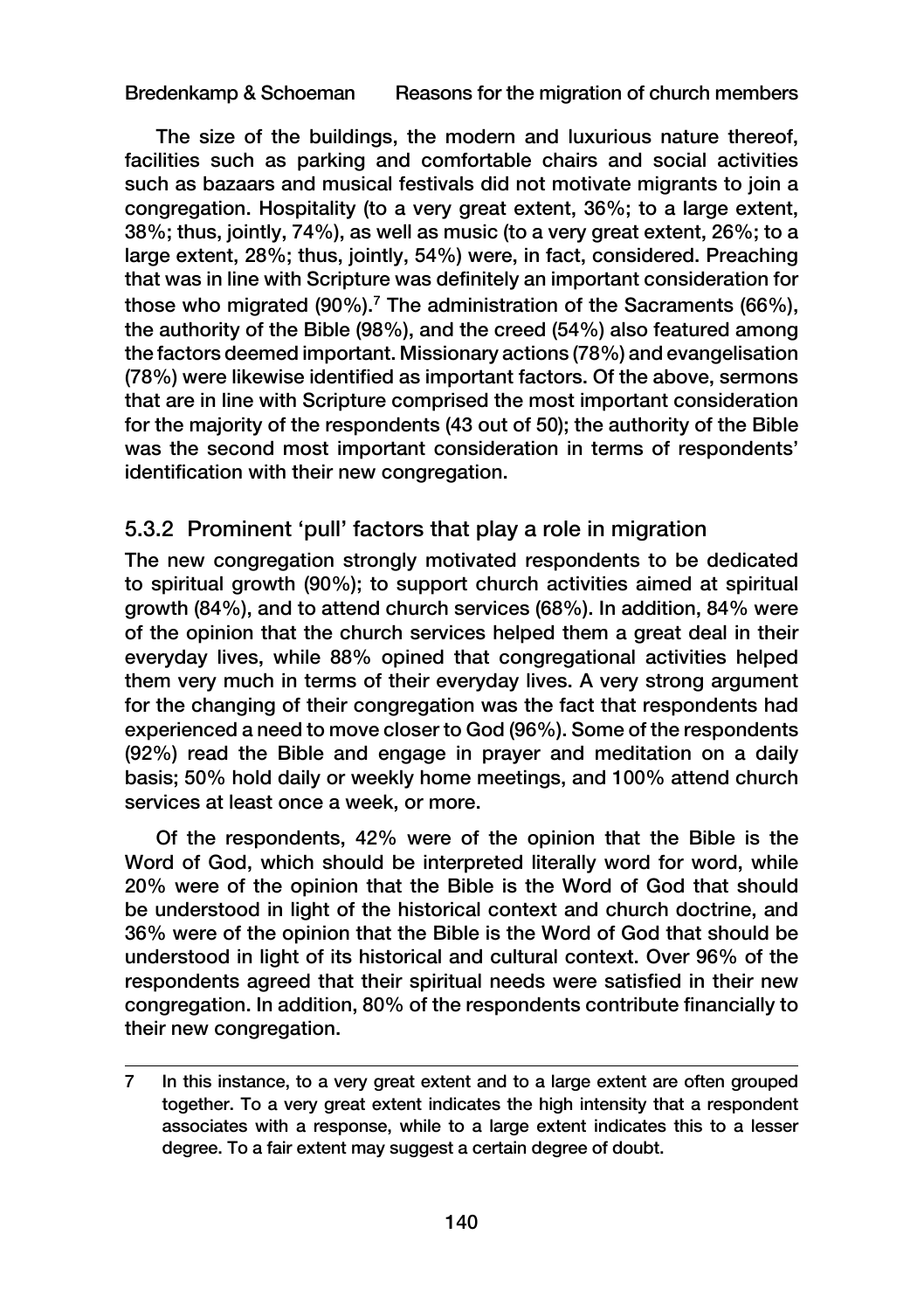The size of the buildings, the modern and luxurious nature thereof, facilities such as parking and comfortable chairs and social activities such as bazaars and musical festivals did not motivate migrants to join a congregation. Hospitality (to a very great extent, 36%; to a large extent, 38%; thus, jointly, 74%), as well as music (to a very great extent, 26%; to a large extent, 28%; thus, jointly, 54%) were, in fact, considered. Preaching that was in line with Scripture was definitely an important consideration for those who migrated (90%).[7] The administration of the Sacraments (66%), the authority of the Bible (98%), and the creed (54%) also featured among the factors deemed important. Missionary actions (78%) and evangelisation (78%) were likewise identified as important factors. Of the above, sermons that are in line with Scripture comprised the most important consideration for the majority of the respondents (43 out of 50); the authority of the Bible was the second most important consideration in terms of respondents' identification with their new congregation.

### 5.3.2 Prominent 'pull' factors that play a role in migration

The new congregation strongly motivated respondents to be dedicated to spiritual growth (90%); to support church activities aimed at spiritual growth (84%), and to attend church services (68%). In addition, 84% were of the opinion that the church services helped them a great deal in their everyday lives, while 88% opined that congregational activities helped them very much in terms of their everyday lives. A very strong argument for the changing of their congregation was the fact that respondents had experienced a need to move closer to God (96%). Some of the respondents (92%) read the Bible and engage in prayer and meditation on a daily basis; 50% hold daily or weekly home meetings, and 100% attend church services at least once a week, or more.

Of the respondents, 42% were of the opinion that the Bible is the Word of God, which should be interpreted literally word for word, while 20% were of the opinion that the Bible is the Word of God that should be understood in light of the historical context and church doctrine, and 36% were of the opinion that the Bible is the Word of God that should be understood in light of its historical and cultural context. Over 96% of the respondents agreed that their spiritual needs were satisfied in their new congregation. In addition, 80% of the respondents contribute financially to their new congregation.

---

7 In this instance, to a very great extent and to a large extent are often grouped together. To a very great extent indicates the high intensity that a respondent associates with a response, while to a large extent indicates this to a lesser degree. To a fair extent may suggest a certain degree of doubt.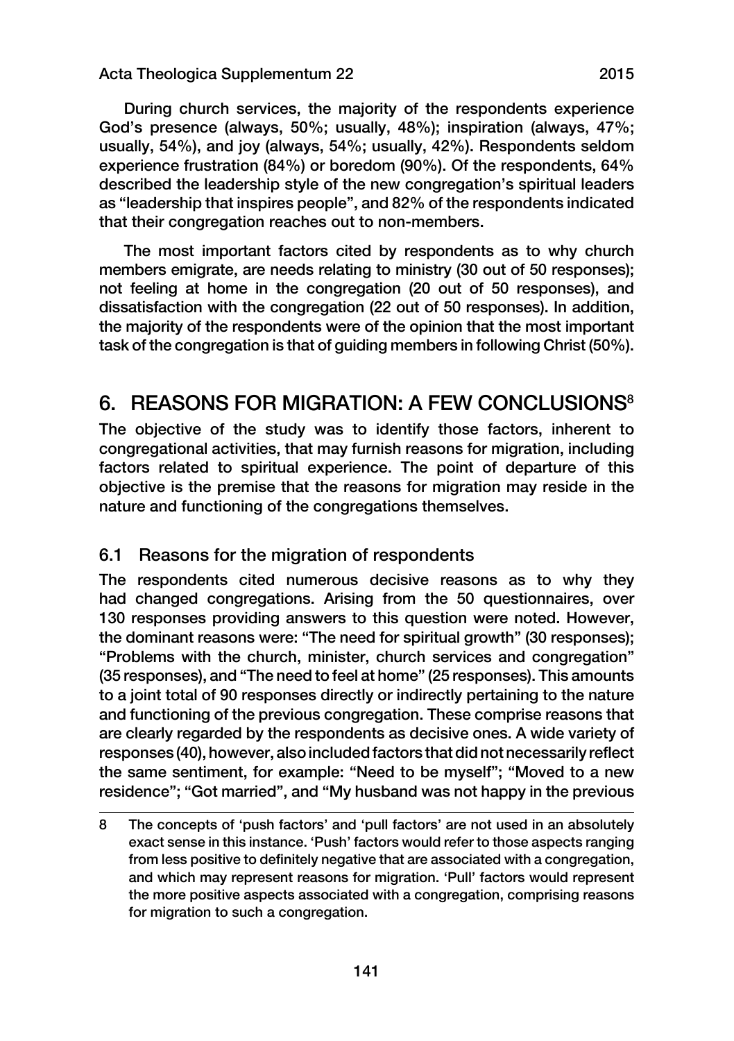During church services, the majority of the respondents experience God's presence (always, 50%; usually, 48%); inspiration (always, 47%; usually, 54%), and joy (always, 54%; usually, 42%). Respondents seldom experience frustration (84%) or boredom (90%). Of the respondents, 64% described the leadership style of the new congregation's spiritual leaders as "leadership that inspires people", and 82% of the respondents indicated that their congregation reaches out to non-members.

The most important factors cited by respondents as to why church members emigrate, are needs relating to ministry (30 out of 50 responses); not feeling at home in the congregation (20 out of 50 responses), and dissatisfaction with the congregation (22 out of 50 responses). In addition, the majority of the respondents were of the opinion that the most important task of the congregation is that of guiding members in following Christ (50%).

## 6. REASONS FOR MIGRATION: A FEW CONCLUSIONS[8]

The objective of the study was to identify those factors, inherent to congregational activities, that may furnish reasons for migration, including factors related to spiritual experience. The point of departure of this objective is the premise that the reasons for migration may reside in the nature and functioning of the congregations themselves.

### 6.1 Reasons for the migration of respondents

The respondents cited numerous decisive reasons as to why they had changed congregations. Arising from the 50 questionnaires, over 130 responses providing answers to this question were noted. However, the dominant reasons were: "The need for spiritual growth" (30 responses); "Problems with the church, minister, church services and congregation" (35 responses), and "The need to feel at home" (25 responses). This amounts to a joint total of 90 responses directly or indirectly pertaining to the nature and functioning of the previous congregation. These comprise reasons that are clearly regarded by the respondents as decisive ones. A wide variety of responses (40), however, also included factors that did not necessarily reflect the same sentiment, for example: "Need to be myself"; "Moved to a new residence"; "Got married", and "My husband was not happy in the previous

---

8 The concepts of 'push factors' and 'pull factors' are not used in an absolutely exact sense in this instance. 'Push' factors would refer to those aspects ranging from less positive to definitely negative that are associated with a congregation, and which may represent reasons for migration. 'Pull' factors would represent the more positive aspects associated with a congregation, comprising reasons for migration to such a congregation.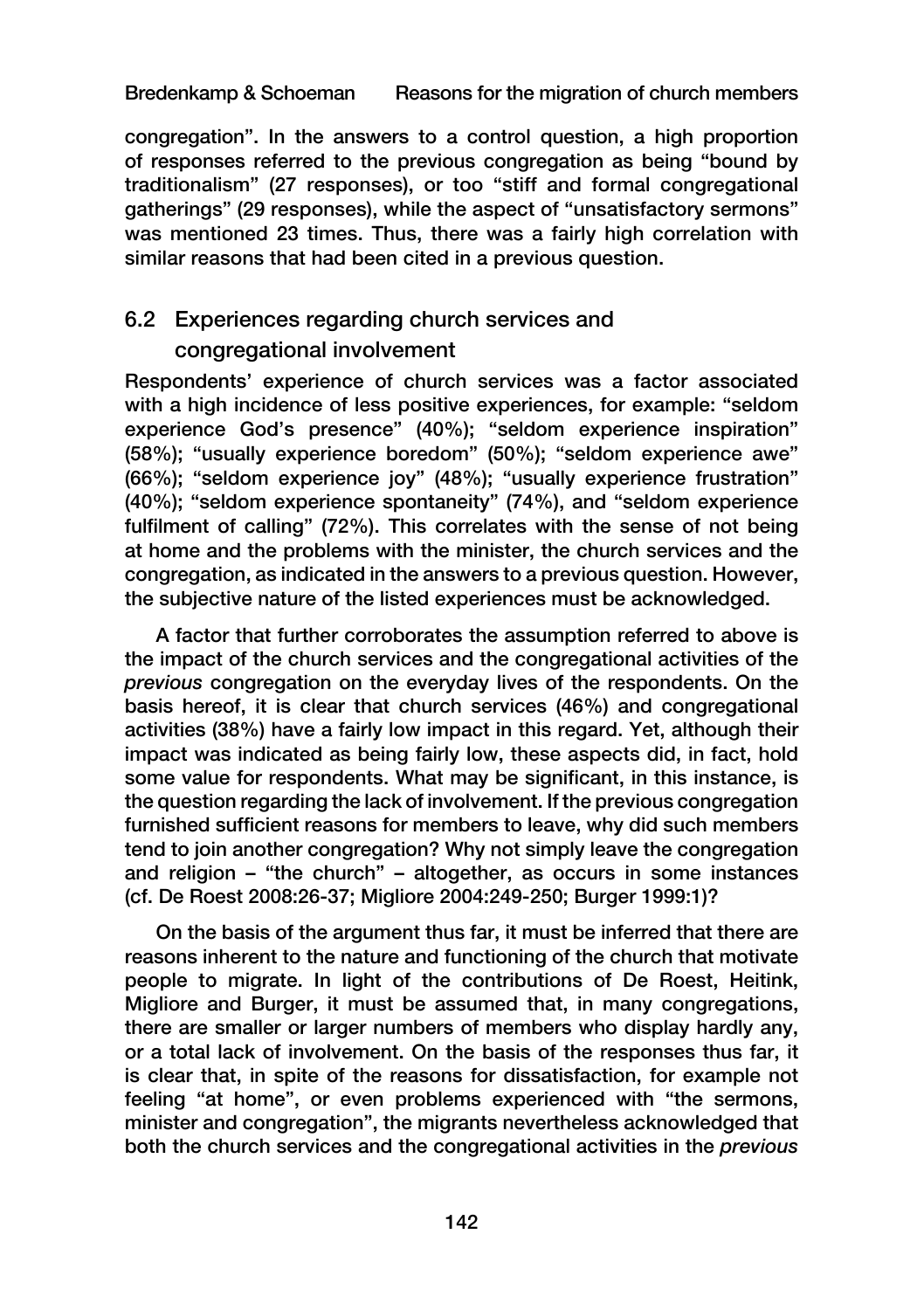congregation". In the answers to a control question, a high proportion of responses referred to the previous congregation as being "bound by traditionalism" (27 responses), or too "stiff and formal congregational gatherings" (29 responses), while the aspect of "unsatisfactory sermons" was mentioned 23 times. Thus, there was a fairly high correlation with similar reasons that had been cited in a previous question.

## 6.2 Experiences regarding church services and congregational involvement

Respondents' experience of church services was a factor associated with a high incidence of less positive experiences, for example: "seldom experience God's presence" (40%); "seldom experience inspiration" (58%); "usually experience boredom" (50%); "seldom experience awe" (66%); "seldom experience joy" (48%); "usually experience frustration" (40%); "seldom experience spontaneity" (74%), and "seldom experience fulfilment of calling" (72%). This correlates with the sense of not being at home and the problems with the minister, the church services and the congregation, as indicated in the answers to a previous question. However, the subjective nature of the listed experiences must be acknowledged.

A factor that further corroborates the assumption referred to above is the impact of the church services and the congregational activities of the *previous* congregation on the everyday lives of the respondents. On the basis hereof, it is clear that church services (46%) and congregational activities (38%) have a fairly low impact in this regard. Yet, although their impact was indicated as being fairly low, these aspects did, in fact, hold some value for respondents. What may be significant, in this instance, is the question regarding the lack of involvement. If the previous congregation furnished sufficient reasons for members to leave, why did such members tend to join another congregation? Why not simply leave the congregation and religion – "the church" – altogether, as occurs in some instances (cf. De Roest 2008:26-37; Migliore 2004:249-250; Burger 1999:1)?

On the basis of the argument thus far, it must be inferred that there are reasons inherent to the nature and functioning of the church that motivate people to migrate. In light of the contributions of De Roest, Heitink, Migliore and Burger, it must be assumed that, in many congregations, there are smaller or larger numbers of members who display hardly any, or a total lack of involvement. On the basis of the responses thus far, it is clear that, in spite of the reasons for dissatisfaction, for example not feeling "at home", or even problems experienced with "the sermons, minister and congregation", the migrants nevertheless acknowledged that both the church services and the congregational activities in the *previous*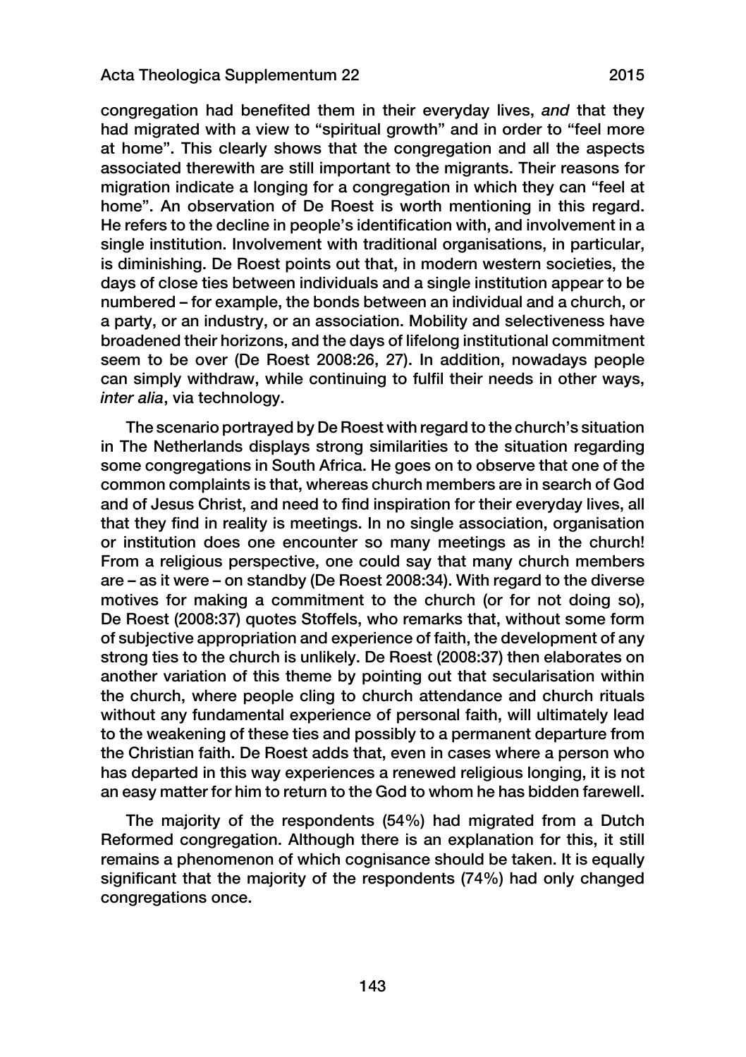congregation had benefited them in their everyday lives, *and* that they had migrated with a view to "spiritual growth" and in order to "feel more at home". This clearly shows that the congregation and all the aspects associated therewith are still important to the migrants. Their reasons for migration indicate a longing for a congregation in which they can "feel at home". An observation of De Roest is worth mentioning in this regard. He refers to the decline in people's identification with, and involvement in a single institution. Involvement with traditional organisations, in particular, is diminishing. De Roest points out that, in modern western societies, the days of close ties between individuals and a single institution appear to be numbered – for example, the bonds between an individual and a church, or a party, or an industry, or an association. Mobility and selectiveness have broadened their horizons, and the days of lifelong institutional commitment seem to be over (De Roest 2008:26, 27). In addition, nowadays people can simply withdraw, while continuing to fulfil their needs in other ways, *inter alia*, via technology.

The scenario portrayed by De Roest with regard to the church's situation in The Netherlands displays strong similarities to the situation regarding some congregations in South Africa. He goes on to observe that one of the common complaints is that, whereas church members are in search of God and of Jesus Christ, and need to find inspiration for their everyday lives, all that they find in reality is meetings. In no single association, organisation or institution does one encounter so many meetings as in the church! From a religious perspective, one could say that many church members are – as it were – on standby (De Roest 2008:34). With regard to the diverse motives for making a commitment to the church (or for not doing so), De Roest (2008:37) quotes Stoffels, who remarks that, without some form of subjective appropriation and experience of faith, the development of any strong ties to the church is unlikely. De Roest (2008:37) then elaborates on another variation of this theme by pointing out that secularisation within the church, where people cling to church attendance and church rituals without any fundamental experience of personal faith, will ultimately lead to the weakening of these ties and possibly to a permanent departure from the Christian faith. De Roest adds that, even in cases where a person who has departed in this way experiences a renewed religious longing, it is not an easy matter for him to return to the God to whom he has bidden farewell.

The majority of the respondents (54%) had migrated from a Dutch Reformed congregation. Although there is an explanation for this, it still remains a phenomenon of which cognisance should be taken. It is equally significant that the majority of the respondents (74%) had only changed congregations once.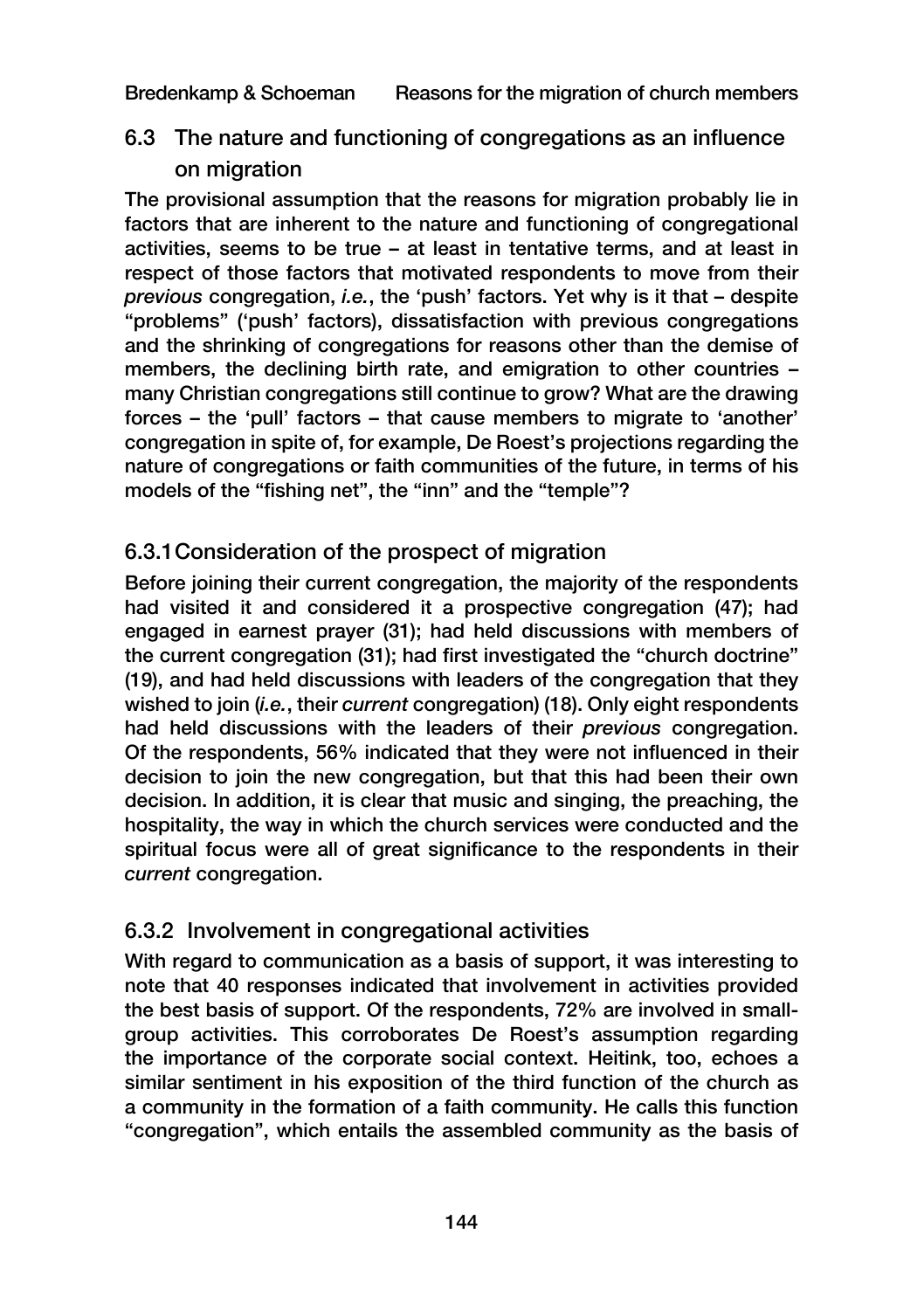## 6.3 The nature and functioning of congregations as an influence on migration

The provisional assumption that the reasons for migration probably lie in factors that are inherent to the nature and functioning of congregational activities, seems to be true – at least in tentative terms, and at least in respect of those factors that motivated respondents to move from their *previous* congregation, *i.e.*, the 'push' factors. Yet why is it that – despite "problems" ('push' factors), dissatisfaction with previous congregations and the shrinking of congregations for reasons other than the demise of members, the declining birth rate, and emigration to other countries – many Christian congregations still continue to grow? What are the drawing forces – the 'pull' factors – that cause members to migrate to 'another' congregation in spite of, for example, De Roest's projections regarding the nature of congregations or faith communities of the future, in terms of his models of the "fishing net", the "inn" and the "temple"?

### 6.3.1 Consideration of the prospect of migration

Before joining their current congregation, the majority of the respondents had visited it and considered it a prospective congregation (47); had engaged in earnest prayer (31); had held discussions with members of the current congregation (31); had first investigated the "church doctrine" (19), and had held discussions with leaders of the congregation that they wished to join (*i.e.*, their *current* congregation) (18). Only eight respondents had held discussions with the leaders of their *previous* congregation. Of the respondents, 56% indicated that they were not influenced in their decision to join the new congregation, but that this had been their own decision. In addition, it is clear that music and singing, the preaching, the hospitality, the way in which the church services were conducted and the spiritual focus were all of great significance to the respondents in their *current* congregation.

### 6.3.2 Involvement in congregational activities

With regard to communication as a basis of support, it was interesting to note that 40 responses indicated that involvement in activities provided the best basis of support. Of the respondents, 72% are involved in small-group activities. This corroborates De Roest's assumption regarding the importance of the corporate social context. Heitink, too, echoes a similar sentiment in his exposition of the third function of the church as a community in the formation of a faith community. He calls this function "congregation", which entails the assembled community as the basis of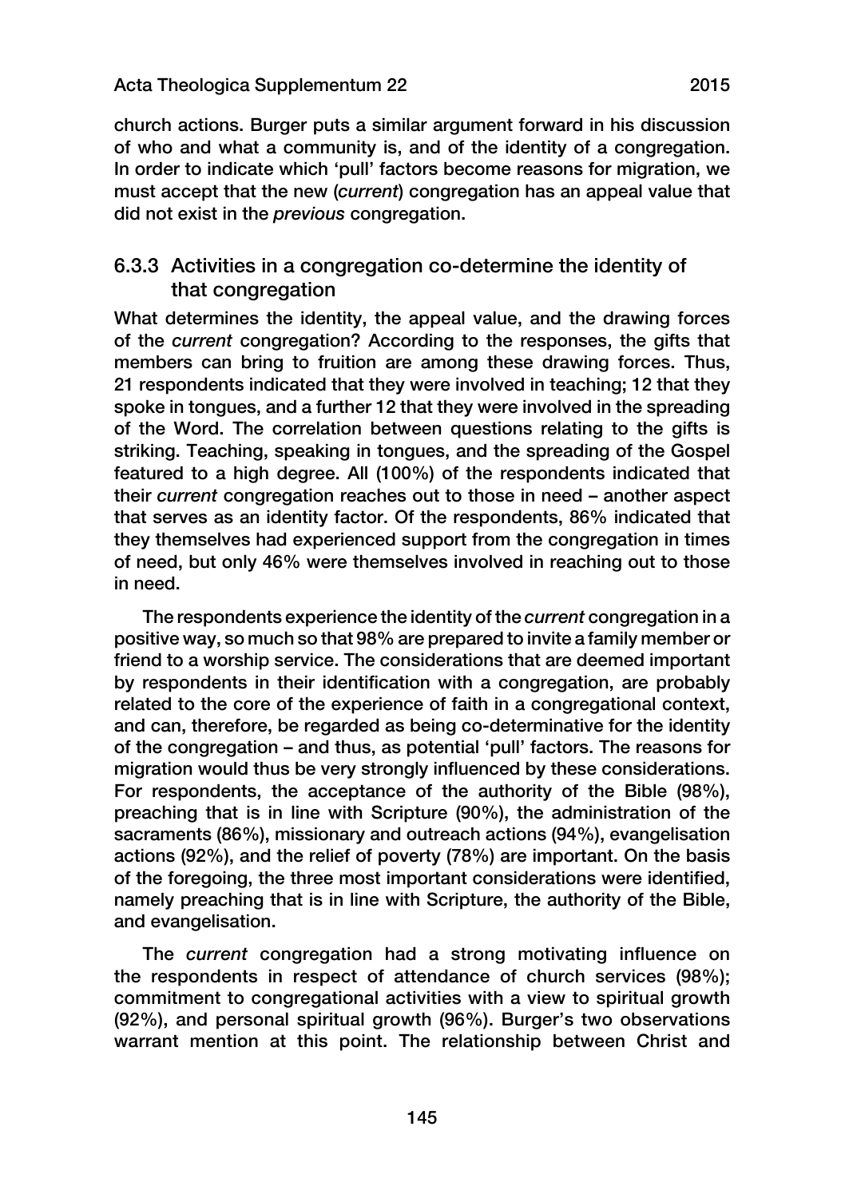church actions. Burger puts a similar argument forward in his discussion of who and what a community is, and of the identity of a congregation. In order to indicate which 'pull' factors become reasons for migration, we must accept that the new (*current*) congregation has an appeal value that did not exist in the *previous* congregation.

### 6.3.3 Activities in a congregation co-determine the identity of that congregation

What determines the identity, the appeal value, and the drawing forces of the *current* congregation? According to the responses, the gifts that members can bring to fruition are among these drawing forces. Thus, 21 respondents indicated that they were involved in teaching; 12 that they spoke in tongues, and a further 12 that they were involved in the spreading of the Word. The correlation between questions relating to the gifts is striking. Teaching, speaking in tongues, and the spreading of the Gospel featured to a high degree. All (100%) of the respondents indicated that their *current* congregation reaches out to those in need – another aspect that serves as an identity factor. Of the respondents, 86% indicated that they themselves had experienced support from the congregation in times of need, but only 46% were themselves involved in reaching out to those in need.

The respondents experience the identity of the *current* congregation in a positive way, so much so that 98% are prepared to invite a family member or friend to a worship service. The considerations that are deemed important by respondents in their identification with a congregation, are probably related to the core of the experience of faith in a congregational context, and can, therefore, be regarded as being co-determinative for the identity of the congregation – and thus, as potential 'pull' factors. The reasons for migration would thus be very strongly influenced by these considerations. For respondents, the acceptance of the authority of the Bible (98%), preaching that is in line with Scripture (90%), the administration of the sacraments (86%), missionary and outreach actions (94%), evangelisation actions (92%), and the relief of poverty (78%) are important. On the basis of the foregoing, the three most important considerations were identified, namely preaching that is in line with Scripture, the authority of the Bible, and evangelisation.

The *current* congregation had a strong motivating influence on the respondents in respect of attendance of church services (98%); commitment to congregational activities with a view to spiritual growth (92%), and personal spiritual growth (96%). Burger's two observations warrant mention at this point. The relationship between Christ and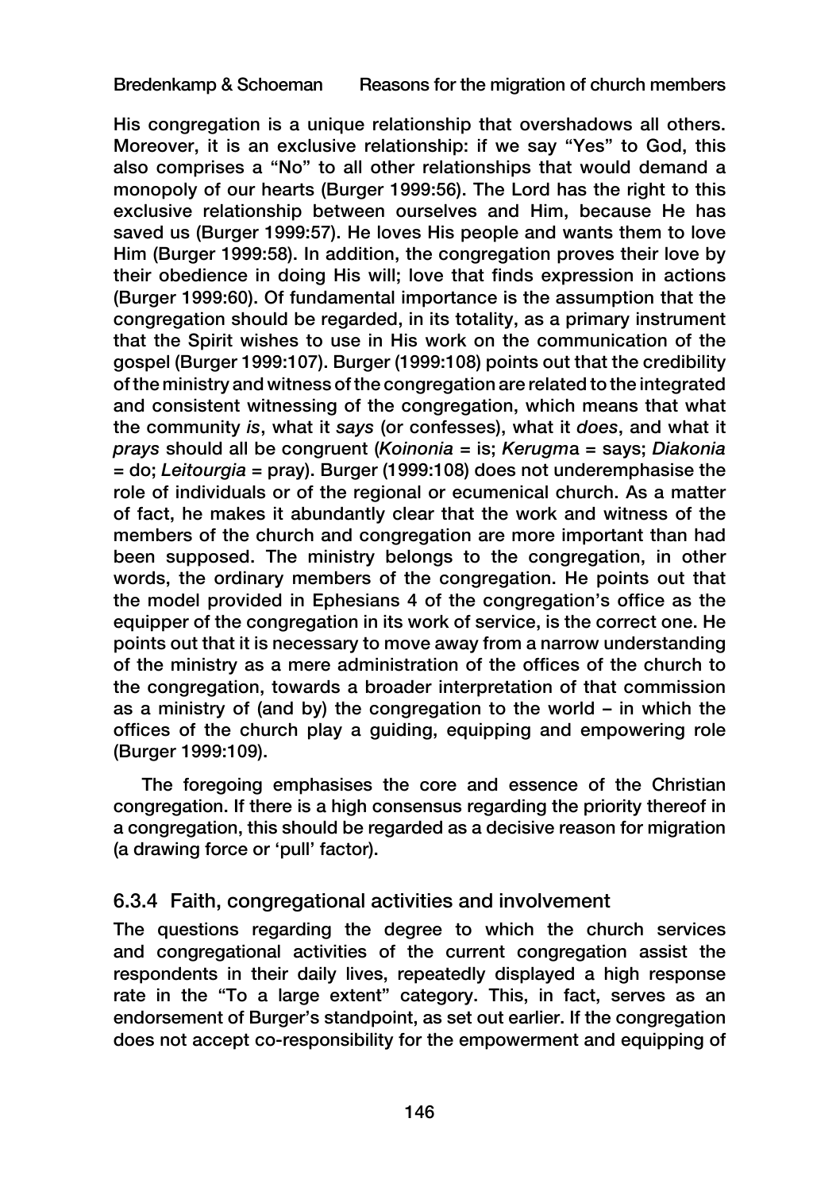His congregation is a unique relationship that overshadows all others. Moreover, it is an exclusive relationship: if we say "Yes" to God, this also comprises a "No" to all other relationships that would demand a monopoly of our hearts (Burger 1999:56). The Lord has the right to this exclusive relationship between ourselves and Him, because He has saved us (Burger 1999:57). He loves His people and wants them to love Him (Burger 1999:58). In addition, the congregation proves their love by their obedience in doing His will; love that finds expression in actions (Burger 1999:60). Of fundamental importance is the assumption that the congregation should be regarded, in its totality, as a primary instrument that the Spirit wishes to use in His work on the communication of the gospel (Burger 1999:107). Burger (1999:108) points out that the credibility of the ministry and witness of the congregation are related to the integrated and consistent witnessing of the congregation, which means that what the community *is*, what it *says* (or confesses), what it *does*, and what it *prays* should all be congruent (*Koinonia* = is; *Kerugm*a = says; *Diakonia* = do; *Leitourgia* = pray). Burger (1999:108) does not underemphasise the role of individuals or of the regional or ecumenical church. As a matter of fact, he makes it abundantly clear that the work and witness of the members of the church and congregation are more important than had been supposed. The ministry belongs to the congregation, in other words, the ordinary members of the congregation. He points out that the model provided in Ephesians 4 of the congregation's office as the equipper of the congregation in its work of service, is the correct one. He points out that it is necessary to move away from a narrow understanding of the ministry as a mere administration of the offices of the church to the congregation, towards a broader interpretation of that commission as a ministry of (and by) the congregation to the world – in which the offices of the church play a guiding, equipping and empowering role (Burger 1999:109).

The foregoing emphasises the core and essence of the Christian congregation. If there is a high consensus regarding the priority thereof in a congregation, this should be regarded as a decisive reason for migration (a drawing force or 'pull' factor).

### 6.3.4 Faith, congregational activities and involvement

The questions regarding the degree to which the church services and congregational activities of the current congregation assist the respondents in their daily lives, repeatedly displayed a high response rate in the "To a large extent" category. This, in fact, serves as an endorsement of Burger's standpoint, as set out earlier. If the congregation does not accept co-responsibility for the empowerment and equipping of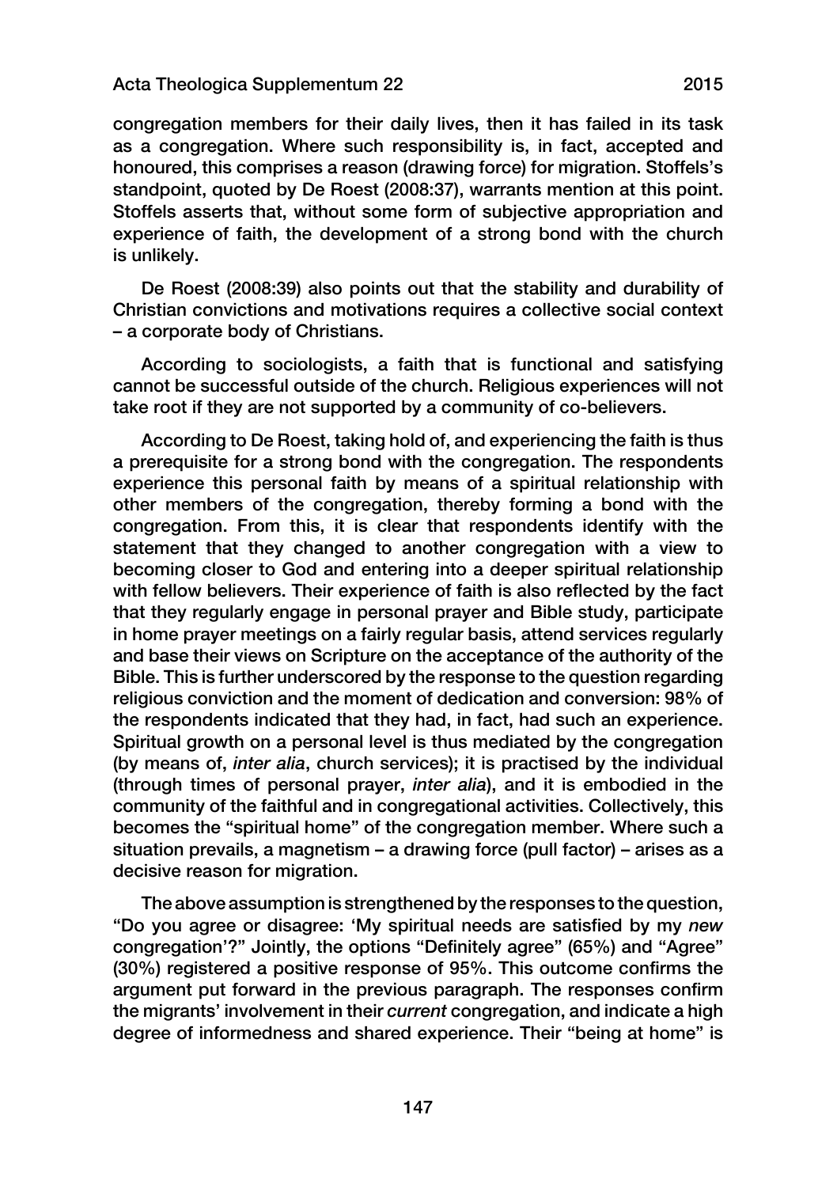congregation members for their daily lives, then it has failed in its task as a congregation. Where such responsibility is, in fact, accepted and honoured, this comprises a reason (drawing force) for migration. Stoffels's standpoint, quoted by De Roest (2008:37), warrants mention at this point. Stoffels asserts that, without some form of subjective appropriation and experience of faith, the development of a strong bond with the church is unlikely.

De Roest (2008:39) also points out that the stability and durability of Christian convictions and motivations requires a collective social context – a corporate body of Christians.

According to sociologists, a faith that is functional and satisfying cannot be successful outside of the church. Religious experiences will not take root if they are not supported by a community of co-believers.

According to De Roest, taking hold of, and experiencing the faith is thus a prerequisite for a strong bond with the congregation. The respondents experience this personal faith by means of a spiritual relationship with other members of the congregation, thereby forming a bond with the congregation. From this, it is clear that respondents identify with the statement that they changed to another congregation with a view to becoming closer to God and entering into a deeper spiritual relationship with fellow believers. Their experience of faith is also reflected by the fact that they regularly engage in personal prayer and Bible study, participate in home prayer meetings on a fairly regular basis, attend services regularly and base their views on Scripture on the acceptance of the authority of the Bible. This is further underscored by the response to the question regarding religious conviction and the moment of dedication and conversion: 98% of the respondents indicated that they had, in fact, had such an experience. Spiritual growth on a personal level is thus mediated by the congregation (by means of, *inter alia*, church services); it is practised by the individual (through times of personal prayer, *inter alia*), and it is embodied in the community of the faithful and in congregational activities. Collectively, this becomes the "spiritual home" of the congregation member. Where such a situation prevails, a magnetism – a drawing force (pull factor) – arises as a decisive reason for migration.

The above assumption is strengthened by the responses to the question, "Do you agree or disagree: 'My spiritual needs are satisfied by my *new* congregation'?" Jointly, the options "Definitely agree" (65%) and "Agree" (30%) registered a positive response of 95%. This outcome confirms the argument put forward in the previous paragraph. The responses confirm the migrants' involvement in their *current* congregation, and indicate a high degree of informedness and shared experience. Their "being at home" is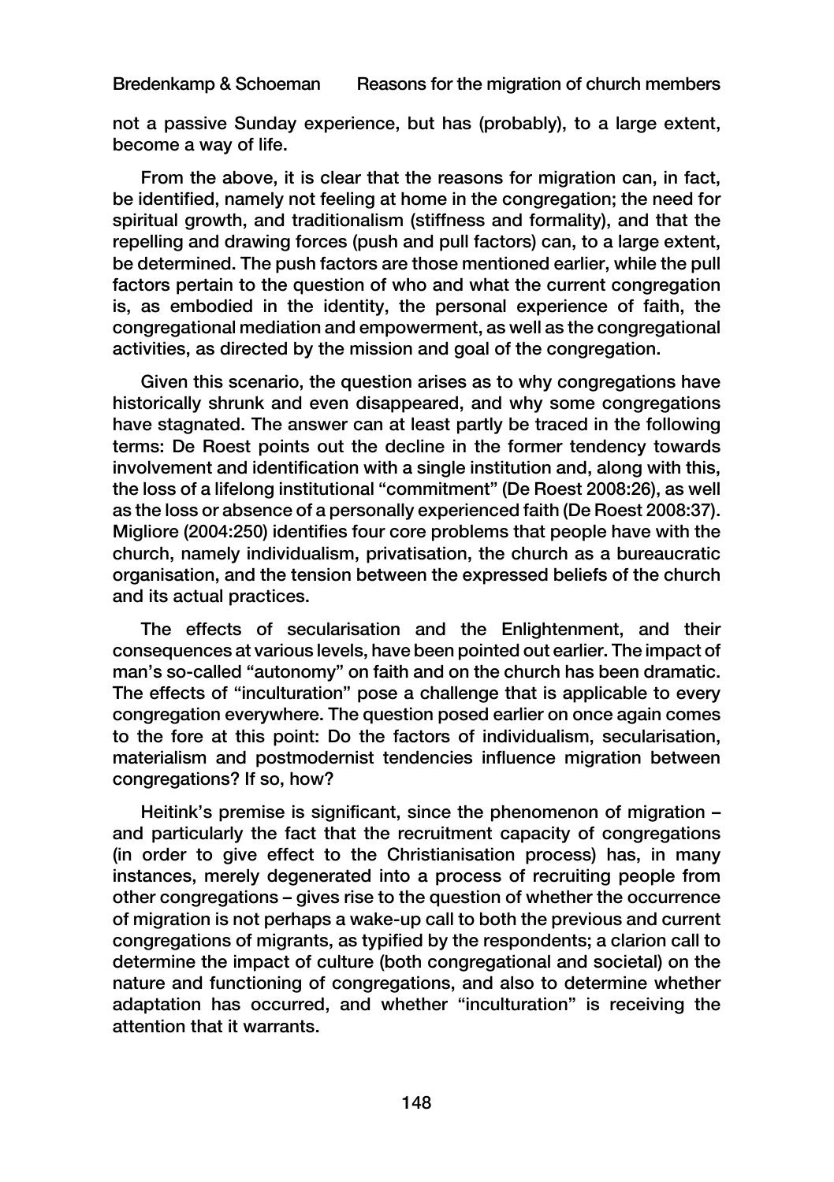not a passive Sunday experience, but has (probably), to a large extent, become a way of life.

From the above, it is clear that the reasons for migration can, in fact, be identified, namely not feeling at home in the congregation; the need for spiritual growth, and traditionalism (stiffness and formality), and that the repelling and drawing forces (push and pull factors) can, to a large extent, be determined. The push factors are those mentioned earlier, while the pull factors pertain to the question of who and what the current congregation is, as embodied in the identity, the personal experience of faith, the congregational mediation and empowerment, as well as the congregational activities, as directed by the mission and goal of the congregation.

Given this scenario, the question arises as to why congregations have historically shrunk and even disappeared, and why some congregations have stagnated. The answer can at least partly be traced in the following terms: De Roest points out the decline in the former tendency towards involvement and identification with a single institution and, along with this, the loss of a lifelong institutional "commitment" (De Roest 2008:26), as well as the loss or absence of a personally experienced faith (De Roest 2008:37). Migliore (2004:250) identifies four core problems that people have with the church, namely individualism, privatisation, the church as a bureaucratic organisation, and the tension between the expressed beliefs of the church and its actual practices.

The effects of secularisation and the Enlightenment, and their consequences at various levels, have been pointed out earlier. The impact of man's so-called "autonomy" on faith and on the church has been dramatic. The effects of "inculturation" pose a challenge that is applicable to every congregation everywhere. The question posed earlier on once again comes to the fore at this point: Do the factors of individualism, secularisation, materialism and postmodernist tendencies influence migration between congregations? If so, how?

Heitink's premise is significant, since the phenomenon of migration – and particularly the fact that the recruitment capacity of congregations (in order to give effect to the Christianisation process) has, in many instances, merely degenerated into a process of recruiting people from other congregations – gives rise to the question of whether the occurrence of migration is not perhaps a wake-up call to both the previous and current congregations of migrants, as typified by the respondents; a clarion call to determine the impact of culture (both congregational and societal) on the nature and functioning of congregations, and also to determine whether adaptation has occurred, and whether "inculturation" is receiving the attention that it warrants.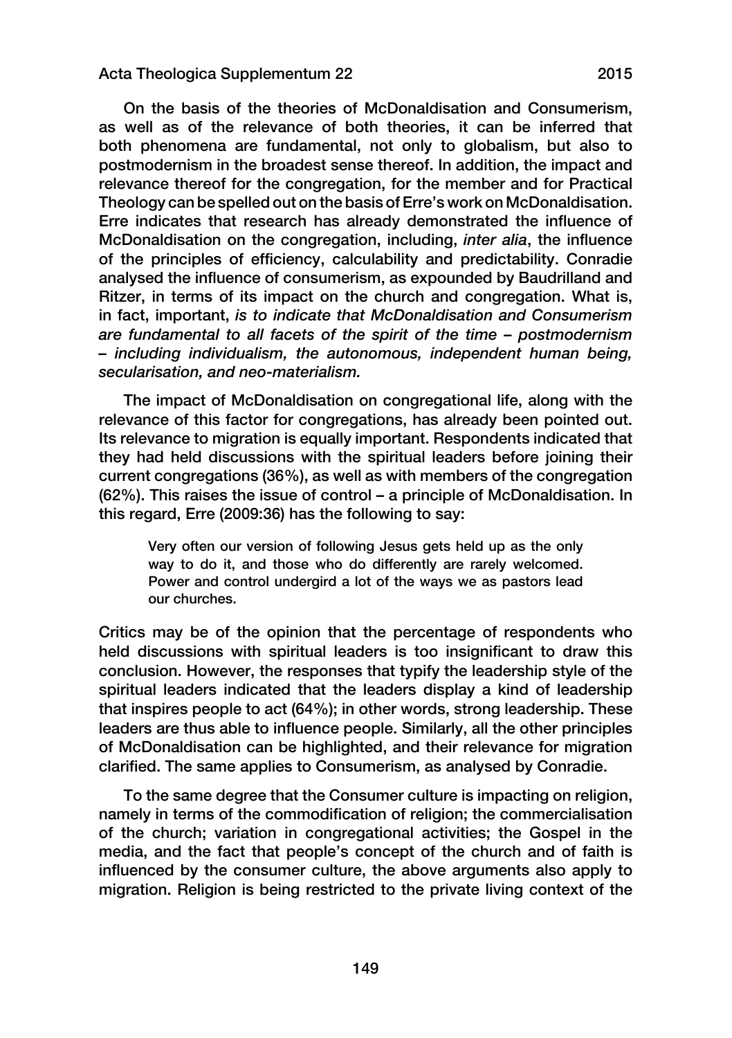On the basis of the theories of McDonaldisation and Consumerism, as well as of the relevance of both theories, it can be inferred that both phenomena are fundamental, not only to globalism, but also to postmodernism in the broadest sense thereof. In addition, the impact and relevance thereof for the congregation, for the member and for Practical Theology can be spelled out on the basis of Erre's work on McDonaldisation. Erre indicates that research has already demonstrated the influence of McDonaldisation on the congregation, including, *inter alia*, the influence of the principles of efficiency, calculability and predictability. Conradie analysed the influence of consumerism, as expounded by Baudrilland and Ritzer, in terms of its impact on the church and congregation. What is, in fact, important, *is to indicate that McDonaldisation and Consumerism are fundamental to all facets of the spirit of the time – postmodernism – including individualism, the autonomous, independent human being, secularisation, and neo-materialism.*

The impact of McDonaldisation on congregational life, along with the relevance of this factor for congregations, has already been pointed out. Its relevance to migration is equally important. Respondents indicated that they had held discussions with the spiritual leaders before joining their current congregations (36%), as well as with members of the congregation (62%). This raises the issue of control – a principle of McDonaldisation. In this regard, Erre (2009:36) has the following to say:

> Very often our version of following Jesus gets held up as the only way to do it, and those who do differently are rarely welcomed. Power and control undergird a lot of the ways we as pastors lead our churches.

Critics may be of the opinion that the percentage of respondents who held discussions with spiritual leaders is too insignificant to draw this conclusion. However, the responses that typify the leadership style of the spiritual leaders indicated that the leaders display a kind of leadership that inspires people to act (64%); in other words, strong leadership. These leaders are thus able to influence people. Similarly, all the other principles of McDonaldisation can be highlighted, and their relevance for migration clarified. The same applies to Consumerism, as analysed by Conradie.

To the same degree that the Consumer culture is impacting on religion, namely in terms of the commodification of religion; the commercialisation of the church; variation in congregational activities; the Gospel in the media, and the fact that people's concept of the church and of faith is influenced by the consumer culture, the above arguments also apply to migration. Religion is being restricted to the private living context of the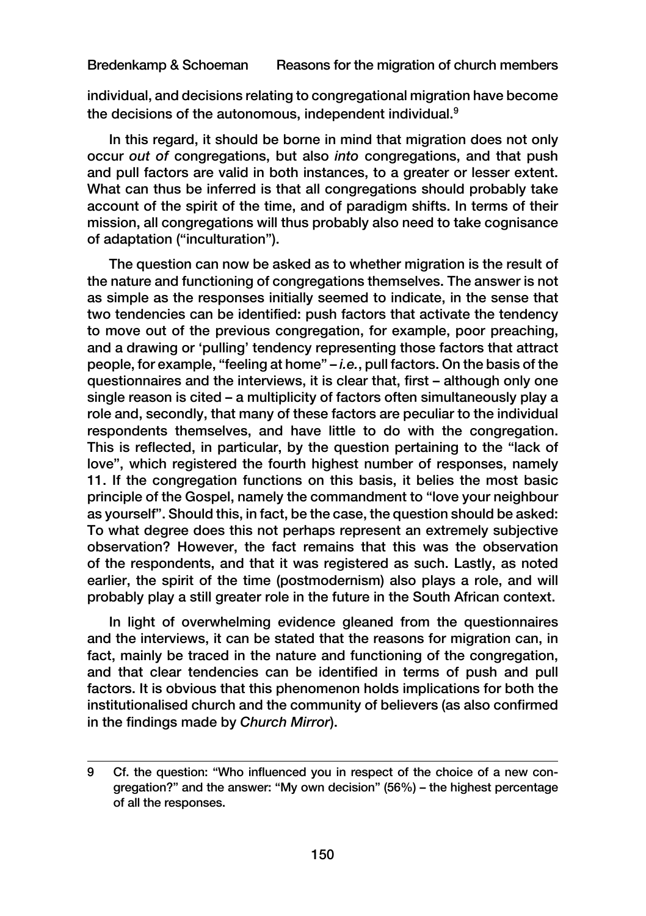individual, and decisions relating to congregational migration have become the decisions of the autonomous, independent individual.[9]

In this regard, it should be borne in mind that migration does not only occur *out of* congregations, but also *into* congregations, and that push and pull factors are valid in both instances, to a greater or lesser extent. What can thus be inferred is that all congregations should probably take account of the spirit of the time, and of paradigm shifts. In terms of their mission, all congregations will thus probably also need to take cognisance of adaptation ("inculturation").

The question can now be asked as to whether migration is the result of the nature and functioning of congregations themselves. The answer is not as simple as the responses initially seemed to indicate, in the sense that two tendencies can be identified: push factors that activate the tendency to move out of the previous congregation, for example, poor preaching, and a drawing or 'pulling' tendency representing those factors that attract people, for example, "feeling at home" – *i.e.*, pull factors. On the basis of the questionnaires and the interviews, it is clear that, first – although only one single reason is cited – a multiplicity of factors often simultaneously play a role and, secondly, that many of these factors are peculiar to the individual respondents themselves, and have little to do with the congregation. This is reflected, in particular, by the question pertaining to the "lack of love", which registered the fourth highest number of responses, namely 11. If the congregation functions on this basis, it belies the most basic principle of the Gospel, namely the commandment to "love your neighbour as yourself". Should this, in fact, be the case, the question should be asked: To what degree does this not perhaps represent an extremely subjective observation? However, the fact remains that this was the observation of the respondents, and that it was registered as such. Lastly, as noted earlier, the spirit of the time (postmodernism) also plays a role, and will probably play a still greater role in the future in the South African context.

In light of overwhelming evidence gleaned from the questionnaires and the interviews, it can be stated that the reasons for migration can, in fact, mainly be traced in the nature and functioning of the congregation, and that clear tendencies can be identified in terms of push and pull factors. It is obvious that this phenomenon holds implications for both the institutionalised church and the community of believers (as also confirmed in the findings made by *Church Mirror*).

---

9 Cf. the question: "Who influenced you in respect of the choice of a new congregation?" and the answer: "My own decision" (56%) – the highest percentage of all the responses.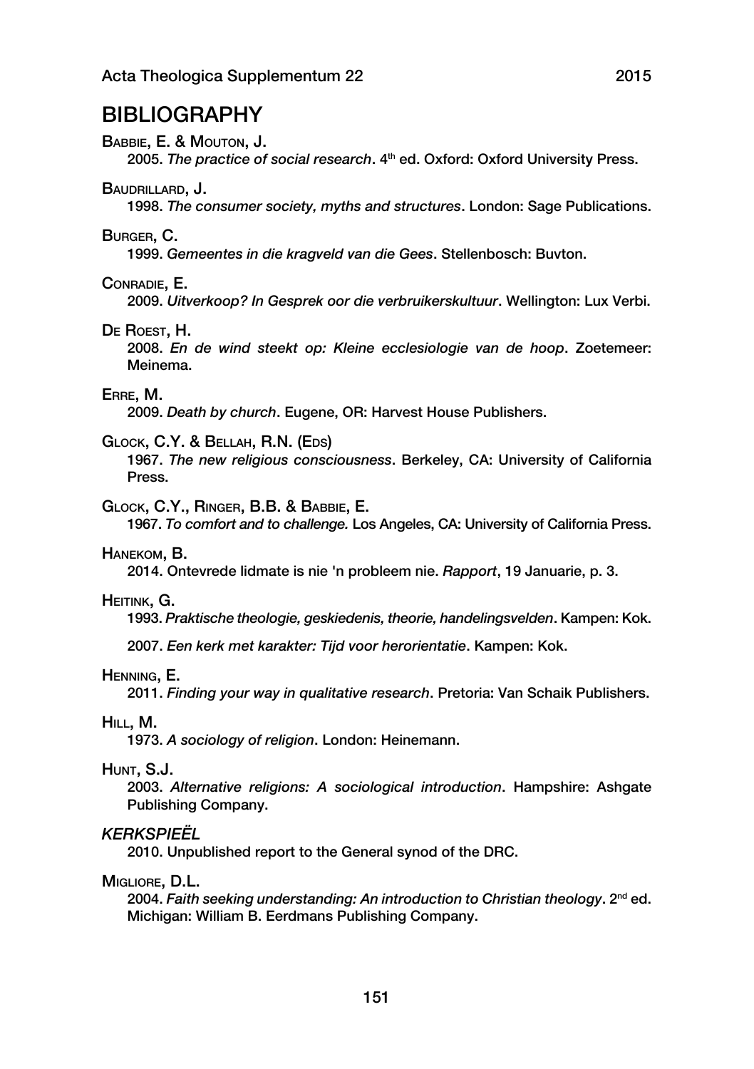# BIBLIOGRAPHY

Babbie, E. & Mouton, J.

2005. *The practice of social research*. 4th ed. Oxford: Oxford University Press.

Baudrillard, J.

1998. *The consumer society, myths and structures*. London: Sage Publications.

Burger, C.

1999. *Gemeentes in die kragveld van die Gees*. Stellenbosch: Buvton.

Conradie, E.

2009. *Uitverkoop? In Gesprek oor die verbruikerskultuur*. Wellington: Lux Verbi.

De Roest, H.

2008. *En de wind steekt op: Kleine ecclesiologie van de hoop*. Zoetemeer: Meinema.

Erre, M.

2009. *Death by church*. Eugene, OR: Harvest House Publishers.

Glock, C.Y. & Bellah, R.N. (Eds)

1967. *The new religious consciousness*. Berkeley, CA: University of California Press.

Glock, C.Y., Ringer, B.B. & Babbie, E.

1967. *To comfort and to challenge.* Los Angeles, CA: University of California Press.

Hanekom, B.

2014. Ontevrede lidmate is nie 'n probleem nie. *Rapport*, 19 Januarie, p. 3.

Heitink, G.

1993. *Praktische theologie, geskiedenis, theorie, handelingsvelden*. Kampen: Kok.

2007. *Een kerk met karakter: Tijd voor herorientatie*. Kampen: Kok.

Henning, E.

2011. *Finding your way in qualitative research*. Pretoria: Van Schaik Publishers.

Hill, M.

1973. *A sociology of religion*. London: Heinemann.

Hunt, S.J.

2003. *Alternative religions: A sociological introduction*. Hampshire: Ashgate Publishing Company.

*KERKSPIEËL*

2010. Unpublished report to the General synod of the DRC.

Migliore, D.L.

2004. *Faith seeking understanding: An introduction to Christian theology*. 2nd ed. Michigan: William B. Eerdmans Publishing Company.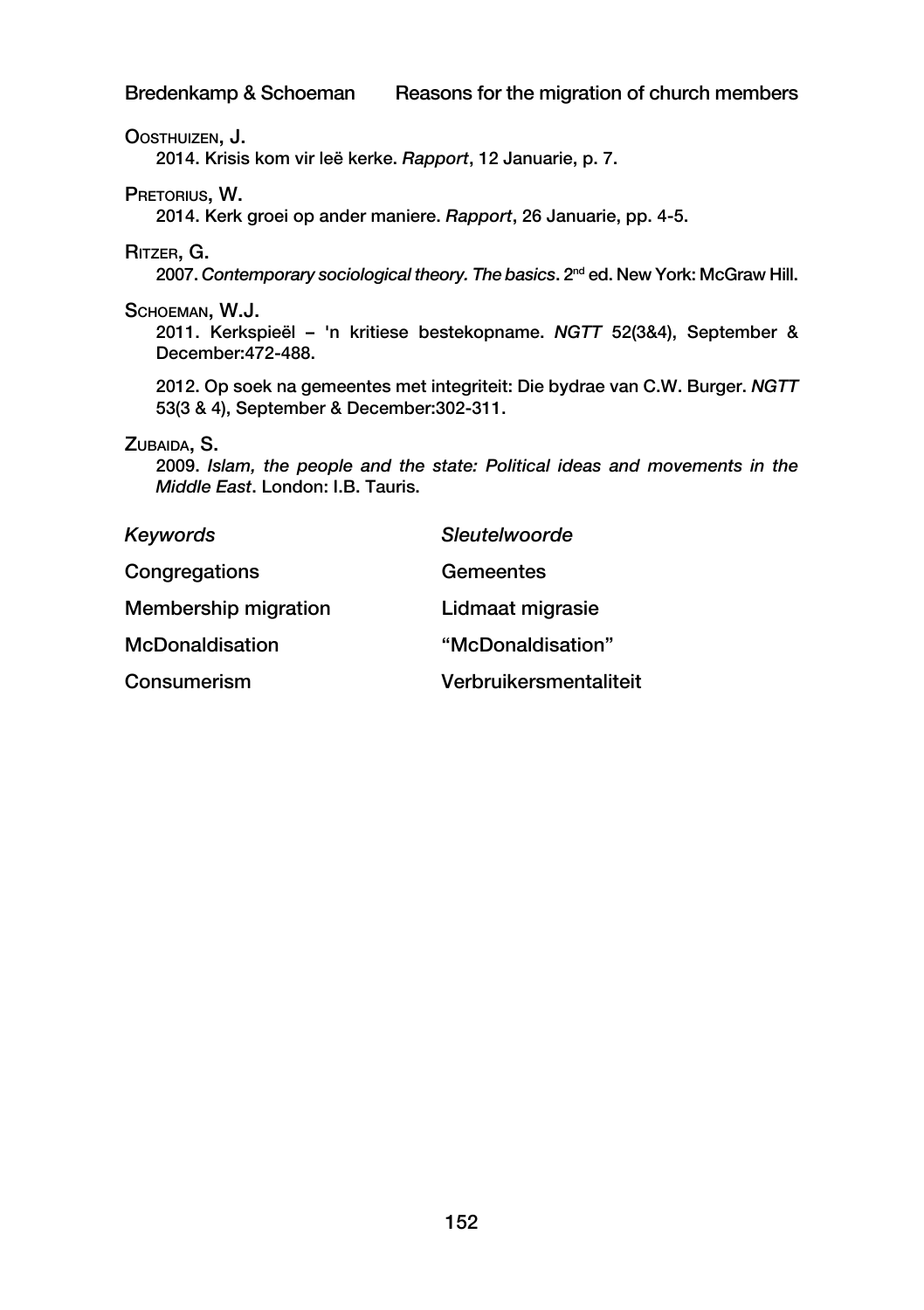Oosthuizen, J.

2014. Krisis kom vir leë kerke. *Rapport*, 12 Januarie, p. 7.

Pretorius, W.

2014. Kerk groei op ander maniere. *Rapport*, 26 Januarie, pp. 4-5.

Ritzer, G.

2007. *Contemporary sociological theory. The basics*. 2nd ed. New York: McGraw Hill.

Schoeman, W.J.

2011. Kerkspieël – 'n kritiese bestekopname. *NGTT* 52(3&4), September & December:472-488.

2012. Op soek na gemeentes met integriteit: Die bydrae van C.W. Burger. *NGTT* 53(3 & 4), September & December:302-311.

Zubaida, S.

2009. *Islam, the people and the state: Political ideas and movements in the Middle East*. London: I.B. Tauris.

| *Keywords* | *Sleutelwoorde* |
|---|---|
| Congregations | Gemeentes |
| Membership migration | Lidmaat migrasie |
| McDonaldisation | "McDonaldisation" |
| Consumerism | Verbruikersmentaliteit |